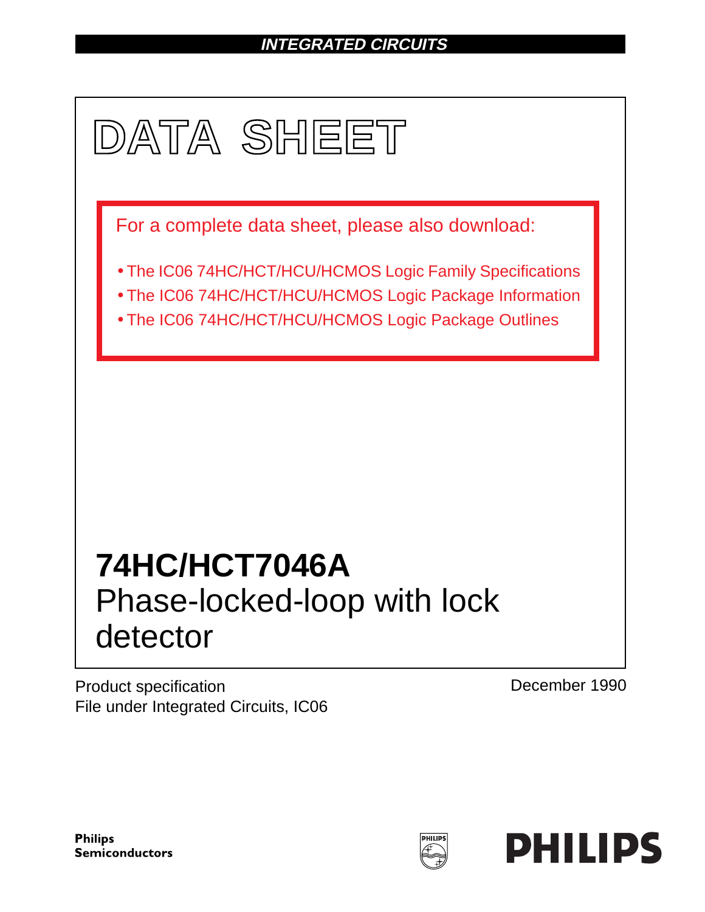INTEGRATED CIRCUITS

# DATA SHEET

For a complete data sheet, please also download:

- The IC06 74HC/HCT/HCU/HCMOS Logic Family Specifications
- The IC06 74HC/HCT/HCU/HCMOS Logic Package Information
- The IC06 74HC/HCT/HCU/HCMOS Logic Package Outlines

## 74HC/HCT7046A
Phase-locked-loop with lock detector

Product specification
File under Integrated Circuits, IC06

December 1990

Philips Semiconductors

PHILIPS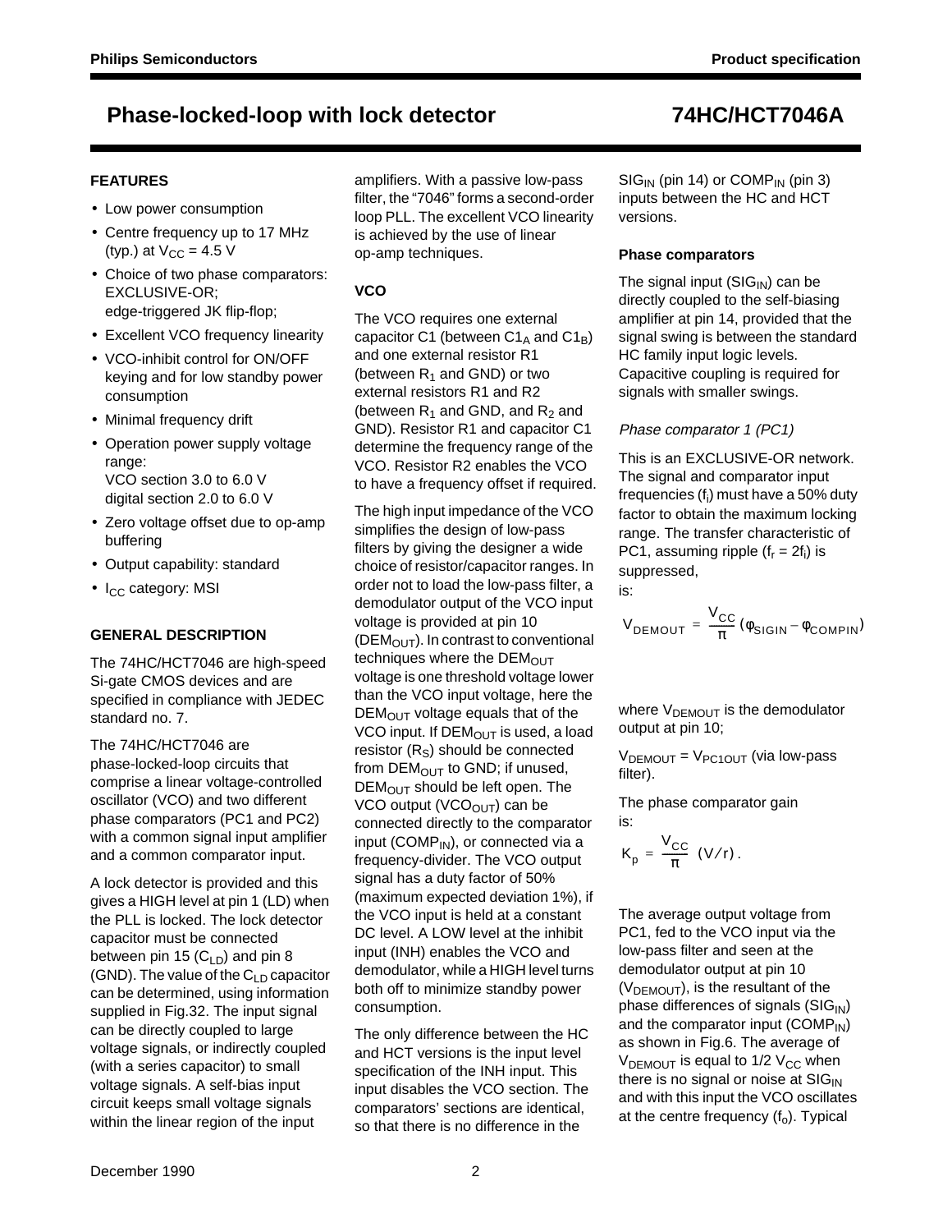# Phase-locked-loop with lock detector 74HC/HCT7046A

## FEATURES

- Low power consumption
- Centre frequency up to 17 MHz (typ.) at $V_{CC}$ = 4.5 V
- Choice of two phase comparators: EXCLUSIVE-OR; edge-triggered JK flip-flop;
- Excellent VCO frequency linearity
- VCO-inhibit control for ON/OFF keying and for low standby power consumption
- Minimal frequency drift
- Operation power supply voltage range: VCO section 3.0 to 6.0 V digital section 2.0 to 6.0 V
- Zero voltage offset due to op-amp buffering
- Output capability: standard
- $I_{CC}$ category: MSI

## GENERAL DESCRIPTION

The 74HC/HCT7046 are high-speed Si-gate CMOS devices and are specified in compliance with JEDEC standard no. 7.

The 74HC/HCT7046 are phase-locked-loop circuits that comprise a linear voltage-controlled oscillator (VCO) and two different phase comparators (PC1 and PC2) with a common signal input amplifier and a common comparator input.

A lock detector is provided and this gives a HIGH level at pin 1 (LD) when the PLL is locked. The lock detector capacitor must be connected between pin 15 ($C_{LD}$) and pin 8 (GND). The value of the $C_{LD}$ capacitor can be determined, using information supplied in Fig.32. The input signal can be directly coupled to large voltage signals, or indirectly coupled (with a series capacitor) to small voltage signals. A self-bias input circuit keeps small voltage signals within the linear region of the input amplifiers. With a passive low-pass filter, the “7046” forms a second-order loop PLL. The excellent VCO linearity is achieved by the use of linear op-amp techniques.

### VCO

The VCO requires one external capacitor C1 (between $C1_A$ and $C1_B$) and one external resistor R1 (between $R_1$ and GND) or two external resistors R1 and R2 (between $R_1$ and GND, and $R_2$ and GND). Resistor R1 and capacitor C1 determine the frequency range of the VCO. Resistor R2 enables the VCO to have a frequency offset if required.

The high input impedance of the VCO simplifies the design of low-pass filters by giving the designer a wide choice of resistor/capacitor ranges. In order not to load the low-pass filter, a demodulator output of the VCO input voltage is provided at pin 10 ($DEM_{OUT}$). In contrast to conventional techniques where the $DEM_{OUT}$ voltage is one threshold voltage lower than the VCO input voltage, here the $DEM_{OUT}$ voltage equals that of the VCO input. If $DEM_{OUT}$ is used, a load resistor ($R_S$) should be connected from $DEM_{OUT}$ to GND; if unused, $DEM_{OUT}$ should be left open. The VCO output ($VCO_{OUT}$) can be connected directly to the comparator input ($COMP_{IN}$), or connected via a frequency-divider. The VCO output signal has a duty factor of 50% (maximum expected deviation 1%), if the VCO input is held at a constant DC level. A LOW level at the inhibit input (INH) enables the VCO and demodulator, while a HIGH level turns both off to minimize standby power consumption.

The only difference between the HC and HCT versions is the input level specification of the INH input. This input disables the VCO section. The comparators' sections are identical, so that there is no difference in the $SIG_{IN}$ (pin 14) or $COMP_{IN}$ (pin 3) inputs between the HC and HCT versions.

### Phase comparators

The signal input ($SIG_{IN}$) can be directly coupled to the self-biasing amplifier at pin 14, provided that the signal swing is between the standard HC family input logic levels. Capacitive coupling is required for signals with smaller swings.

*Phase comparator 1 (PC1)*

This is an EXCLUSIVE-OR network. The signal and comparator input frequencies ($f_i$) must have a 50% duty factor to obtain the maximum locking range. The transfer characteristic of PC1, assuming ripple ($f_r = 2f_i$) is suppressed, is:

$$V_{DEMOUT} = \frac{V_{CC}}{\pi}(\varphi_{SIGIN} - \varphi_{COMPIN})$$

where $V_{DEMOUT}$ is the demodulator output at pin 10;

$V_{DEMOUT} = V_{PC1OUT}$ (via low-pass filter).

The phase comparator gain is:

$$K_p = \frac{V_{CC}}{\pi}\ (V/r).$$

The average output voltage from PC1, fed to the VCO input via the low-pass filter and seen at the demodulator output at pin 10 ($V_{DEMOUT}$), is the resultant of the phase differences of signals ($SIG_{IN}$) and the comparator input ($COMP_{IN}$) as shown in Fig.6. The average of $V_{DEMOUT}$ is equal to 1/2 $V_{CC}$ when there is no signal or noise at $SIG_{IN}$ and with this input the VCO oscillates at the centre frequency ($f_o$). Typical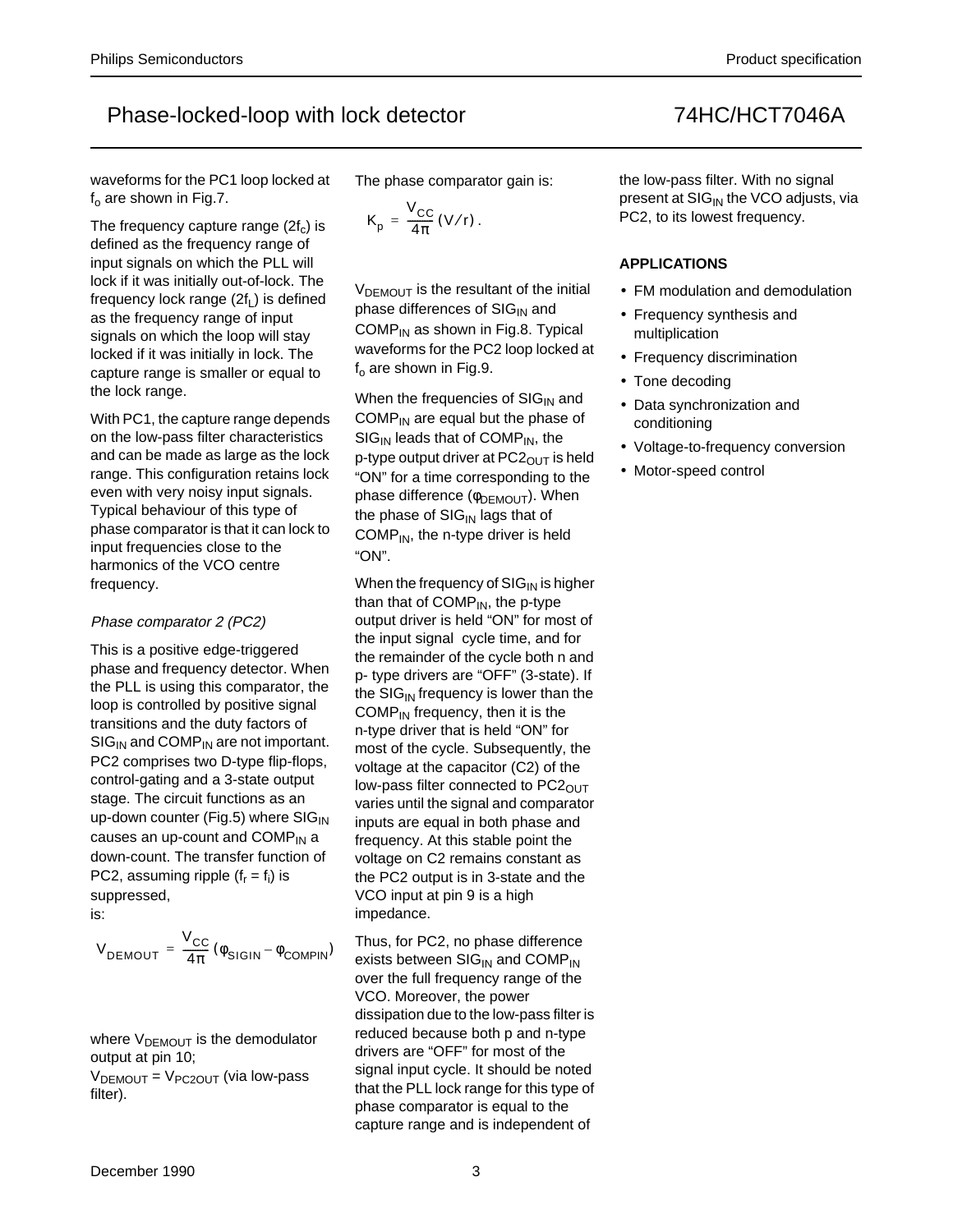waveforms for the PC1 loop locked at $f_o$ are shown in Fig.7.

The frequency capture range ($2f_c$) is defined as the frequency range of input signals on which the PLL will lock if it was initially out-of-lock. The frequency lock range ($2f_L$) is defined as the frequency range of input signals on which the loop will stay locked if it was initially in lock. The capture range is smaller or equal to the lock range.

With PC1, the capture range depends on the low-pass filter characteristics and can be made as large as the lock range. This configuration retains lock even with very noisy input signals. Typical behaviour of this type of phase comparator is that it can lock to input frequencies close to the harmonics of the VCO centre frequency.

*Phase comparator 2 (PC2)*

This is a positive edge-triggered phase and frequency detector. When the PLL is using this comparator, the loop is controlled by positive signal transitions and the duty factors of $SIG_{IN}$ and $COMP_{IN}$ are not important. PC2 comprises two D-type flip-flops, control-gating and a 3-state output stage. The circuit functions as an up-down counter (Fig.5) where $SIG_{IN}$ causes an up-count and $COMP_{IN}$ a down-count. The transfer function of PC2, assuming ripple ($f_r = f_i$) is suppressed, is:

$$V_{DEMOUT} = \frac{V_{CC}}{4\pi}(\phi_{SIGIN} - \phi_{COMPIN})$$

where $V_{DEMOUT}$ is the demodulator output at pin 10;
$V_{DEMOUT} = V_{PC2OUT}$ (via low-pass filter).

The phase comparator gain is:

$$K_p = \frac{V_{CC}}{4\pi}(V/r).$$

$V_{DEMOUT}$ is the resultant of the initial phase differences of $SIG_{IN}$ and $COMP_{IN}$ as shown in Fig.8. Typical waveforms for the PC2 loop locked at $f_o$ are shown in Fig.9.

When the frequencies of $SIG_{IN}$ and $COMP_{IN}$ are equal but the phase of $SIG_{IN}$ leads that of $COMP_{IN}$, the p-type output driver at $PC2_{OUT}$ is held "ON" for a time corresponding to the phase difference ($\phi_{DEMOUT}$). When the phase of $SIG_{IN}$ lags that of $COMP_{IN}$, the n-type driver is held "ON".

When the frequency of $SIG_{IN}$ is higher than that of $COMP_{IN}$, the p-type output driver is held "ON" for most of the input signal cycle time, and for the remainder of the cycle both n and p- type drivers are "OFF" (3-state). If the $SIG_{IN}$ frequency is lower than the $COMP_{IN}$ frequency, then it is the n-type driver that is held "ON" for most of the cycle. Subsequently, the voltage at the capacitor (C2) of the low-pass filter connected to $PC2_{OUT}$ varies until the signal and comparator inputs are equal in both phase and frequency. At this stable point the voltage on C2 remains constant as the PC2 output is in 3-state and the VCO input at pin 9 is a high impedance.

Thus, for PC2, no phase difference exists between $SIG_{IN}$ and $COMP_{IN}$ over the full frequency range of the VCO. Moreover, the power dissipation due to the low-pass filter is reduced because both p and n-type drivers are "OFF" for most of the signal input cycle. It should be noted that the PLL lock range for this type of phase comparator is equal to the capture range and is independent of the low-pass filter. With no signal present at $SIG_{IN}$ the VCO adjusts, via PC2, to its lowest frequency.

## APPLICATIONS

- FM modulation and demodulation
- Frequency synthesis and multiplication
- Frequency discrimination
- Tone decoding
- Data synchronization and conditioning
- Voltage-to-frequency conversion
- Motor-speed control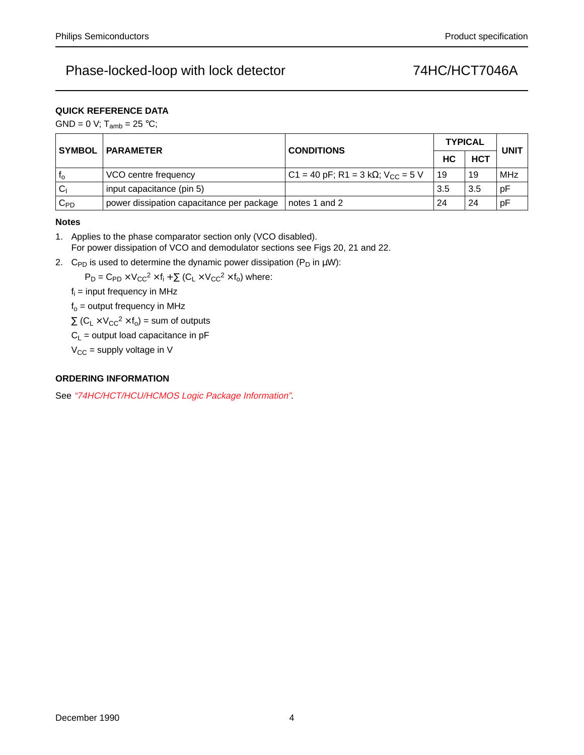### QUICK REFERENCE DATA

GND = 0 V; $T_{amb}$ = 25 °C;

| SYMBOL | PARAMETER | CONDITIONS | TYPICAL | | UNIT |
|---|---|---|---|---|---|
| | | | HC | HCT | |
| $f_o$ | VCO centre frequency | C1 = 40 pF; R1 = 3 kΩ; $V_{CC}$ = 5 V | 19 | 19 | MHz |
| $C_I$ | input capacitance (pin 5) | | 3.5 | 3.5 | pF |
| $C_{PD}$ | power dissipation capacitance per package | notes 1 and 2 | 24 | 24 | pF |

#### Notes

1. Applies to the phase comparator section only (VCO disabled). For power dissipation of VCO and demodulator sections see Figs 20, 21 and 22.
2. $C_{PD}$ is used to determine the dynamic power dissipation ($P_D$ in μW):

   $P_D = C_{PD} \times V_{CC}^2 \times f_i + \sum (C_L \times V_{CC}^2 \times f_o)$ where:

   $f_i$ = input frequency in MHz

   $f_o$ = output frequency in MHz

   $\sum (C_L \times V_{CC}^2 \times f_o)$ = sum of outputs

   $C_L$ = output load capacitance in pF

   $V_{CC}$ = supply voltage in V

### ORDERING INFORMATION

See *"74HC/HCT/HCU/HCMOS Logic Package Information"*.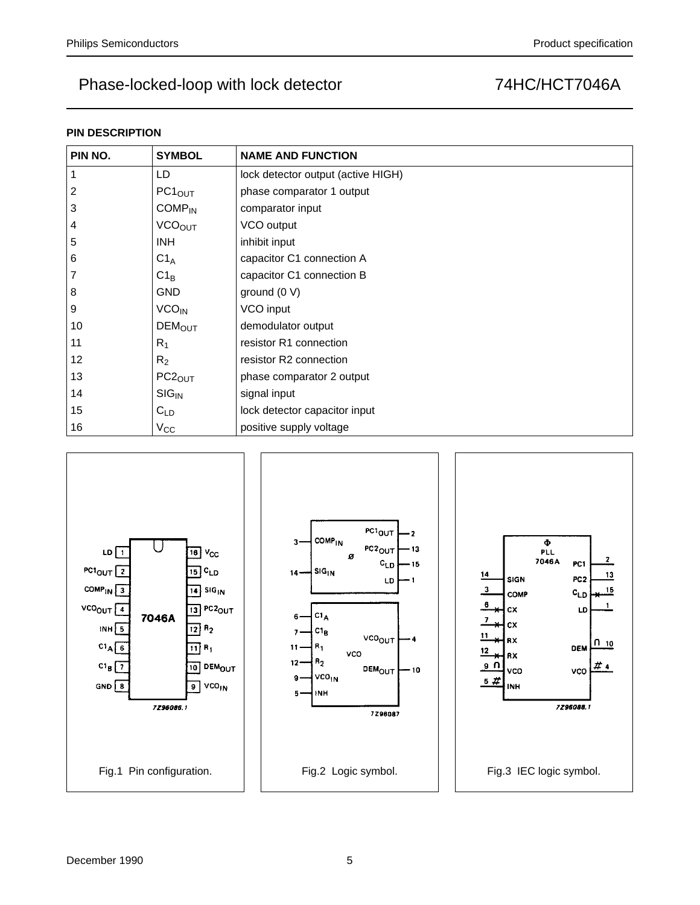## PIN DESCRIPTION

| PIN NO. | SYMBOL | NAME AND FUNCTION |
|---|---|---|
| 1 | LD | lock detector output (active HIGH) |
| 2 | $PC1_{OUT}$ | phase comparator 1 output |
| 3 | $COMP_{IN}$ | comparator input |
| 4 | $VCO_{OUT}$ | VCO output |
| 5 | INH | inhibit input |
| 6 | $C1_A$ | capacitor C1 connection A |
| 7 | $C1_B$ | capacitor C1 connection B |
| 8 | GND | ground (0 V) |
| 9 | $VCO_{IN}$ | VCO input |
| 10 | $DEM_{OUT}$ | demodulator output |
| 11 | $R_1$ | resistor R1 connection |
| 12 | $R_2$ | resistor R2 connection |
| 13 | $PC2_{OUT}$ | phase comparator 2 output |
| 14 | $SIG_{IN}$ | signal input |
| 15 | $C_{LD}$ | lock detector capacitor input |
| 16 | $V_{CC}$ | positive supply voltage |

Fig.1 Pin configuration.

Fig.2 Logic symbol.

Fig.3 IEC logic symbol.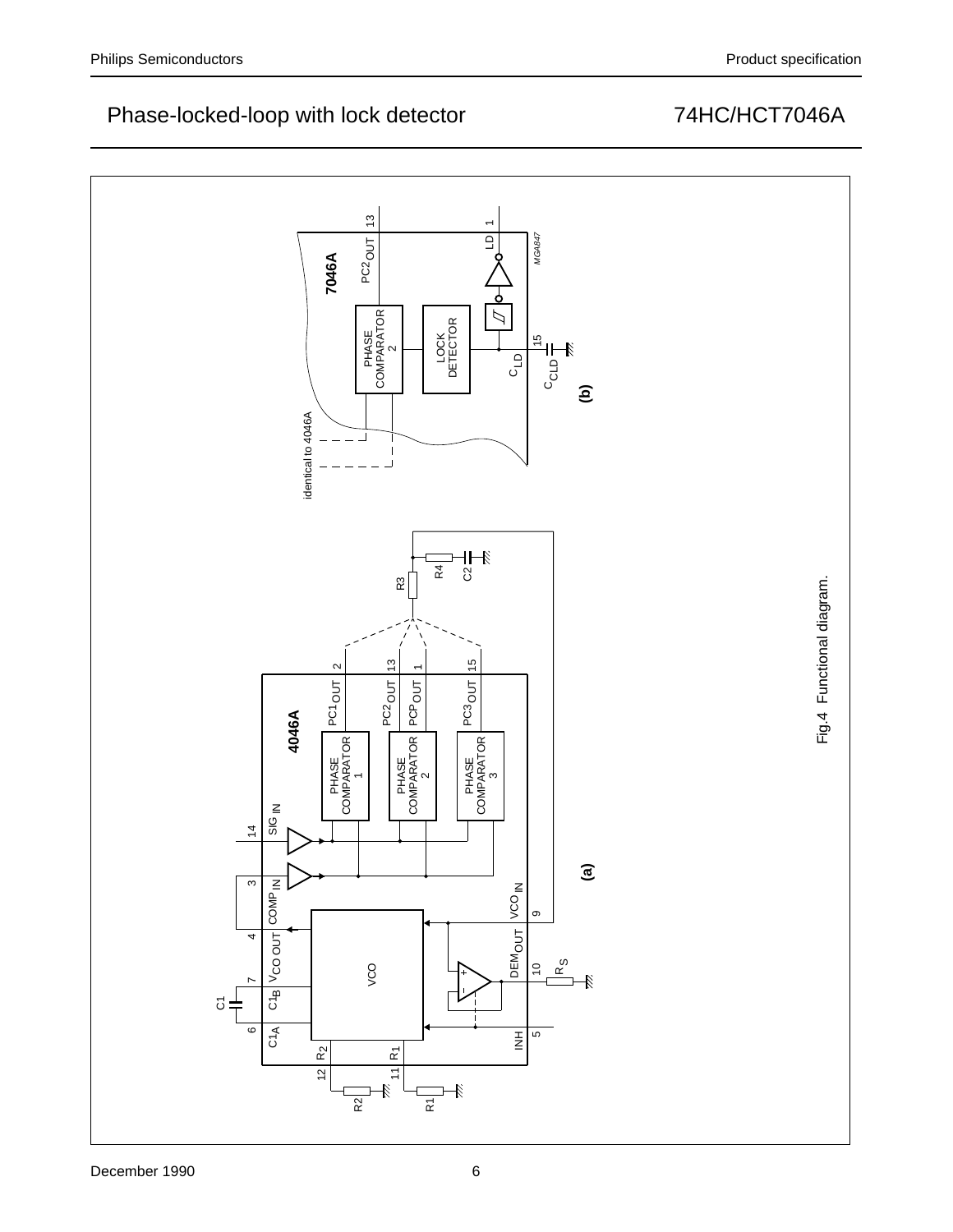Fig.4 Functional diagram.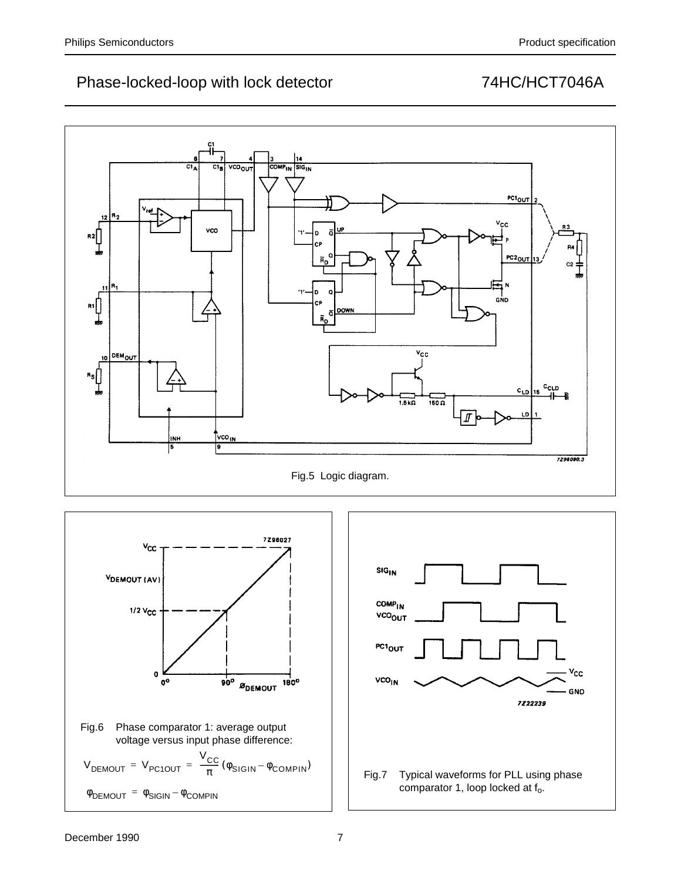Fig.5 Logic diagram.

Fig.6 Phase comparator 1: average output voltage versus input phase difference:

$$V_{DEMOUT} = V_{PC1OUT} = \frac{V_{CC}}{\pi}(\varphi_{SIGIN} - \varphi_{COMPIN})$$

$$\varphi_{DEMOUT} = \varphi_{SIGIN} - \varphi_{COMPIN}$$

Fig.7 Typical waveforms for PLL using phase comparator 1, loop locked at $f_o$.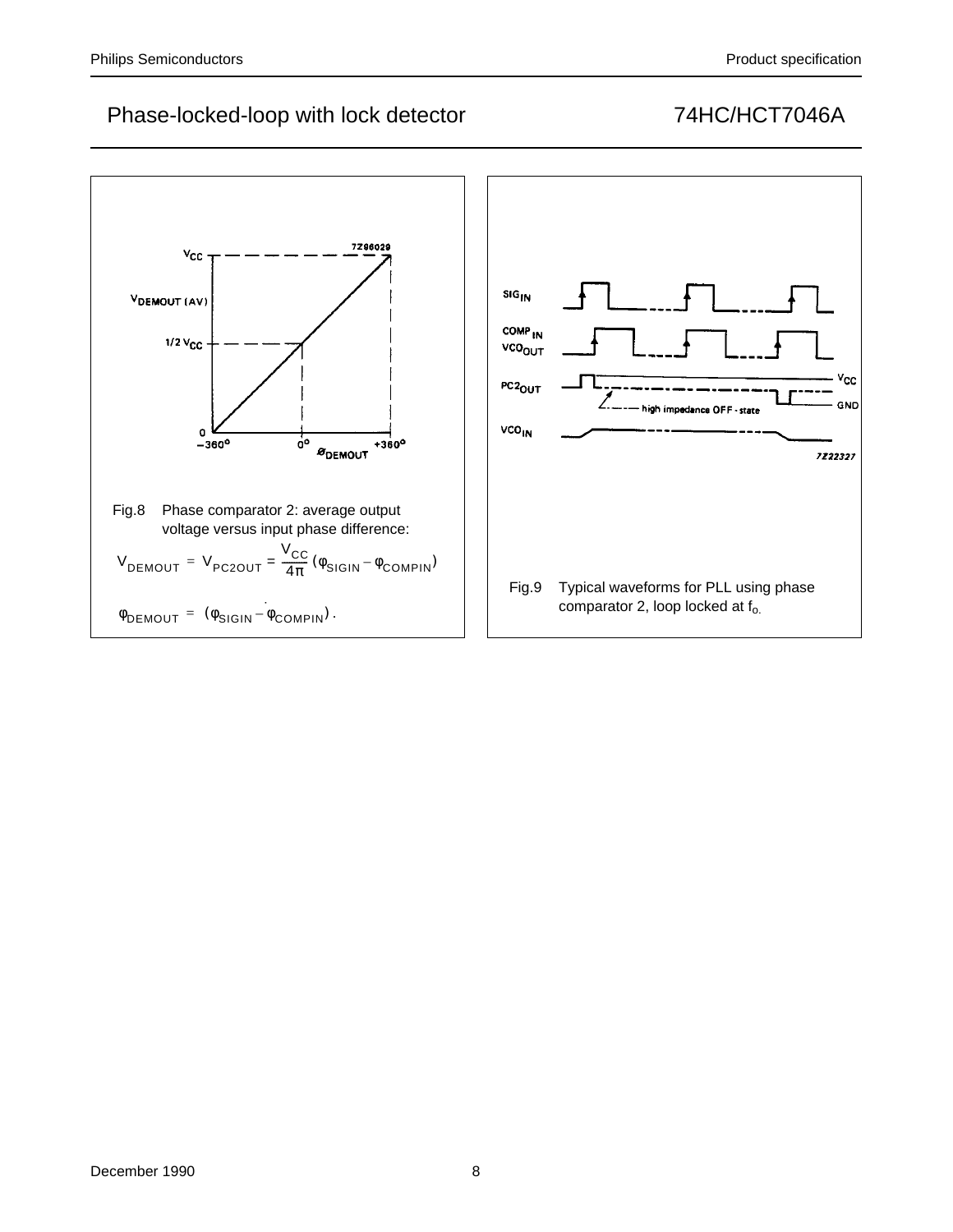Fig.8 Phase comparator 2: average output voltage versus input phase difference:

$$V_{DEMOUT} = V_{PC2OUT} = \frac{V_{CC}}{4\pi}(\varphi_{SIGIN} - \varphi_{COMPIN})$$

$$\varphi_{DEMOUT} = (\varphi_{SIGIN} - \varphi_{COMPIN}).$$

Fig.9 Typical waveforms for PLL using phase comparator 2, loop locked at $f_o$.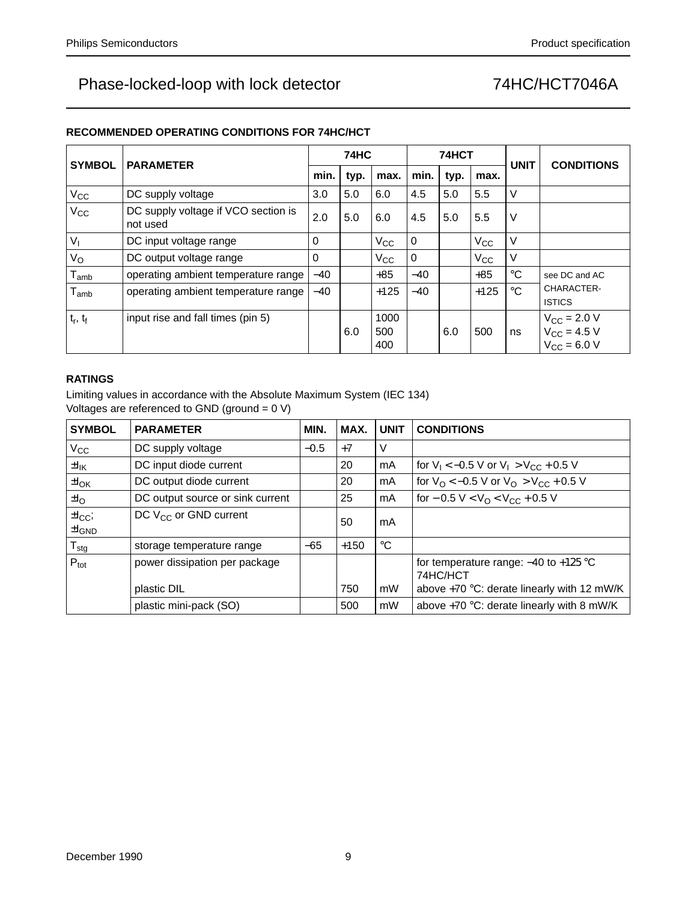### RECOMMENDED OPERATING CONDITIONS FOR 74HC/HCT

| SYMBOL | PARAMETER | 74HC | | | 74HCT | | | UNIT | CONDITIONS |
|---|---|---|---|---|---|---|---|---|---|
| | | min. | typ. | max. | min. | typ. | max. | | |
| $V_{CC}$ | DC supply voltage | 3.0 | 5.0 | 6.0 | 4.5 | 5.0 | 5.5 | V | |
| $V_{CC}$ | DC supply voltage if VCO section is not used | 2.0 | 5.0 | 6.0 | 4.5 | 5.0 | 5.5 | V | |
| $V_I$ | DC input voltage range | 0 | | $V_{CC}$ | 0 | | $V_{CC}$ | V | |
| $V_O$ | DC output voltage range | 0 | | $V_{CC}$ | 0 | | $V_{CC}$ | V | |
| $T_{amb}$ | operating ambient temperature range | −40 | | +85 | −40 | | +85 | °C | see DC and AC CHARACTER-ISTICS |
| $T_{amb}$ | operating ambient temperature range | −40 | | +125 | −40 | | +125 | °C | |
| $t_r$, $t_f$ | input rise and fall times (pin 5) | | 6.0 | 1000<br>500<br>400 | | 6.0 | 500 | ns | $V_{CC}$ = 2.0 V<br>$V_{CC}$ = 4.5 V<br>$V_{CC}$ = 6.0 V |

### RATINGS

Limiting values in accordance with the Absolute Maximum System (IEC 134)
Voltages are referenced to GND (ground = 0 V)

| SYMBOL | PARAMETER | MIN. | MAX. | UNIT | CONDITIONS |
|---|---|---|---|---|---|
| $V_{CC}$ | DC supply voltage | −0.5 | +7 | V | |
| $\pm I_{IK}$ | DC input diode current | | 20 | mA | for $V_I < -0.5$ V or $V_I > V_{CC} + 0.5$ V |
| $\pm I_{OK}$ | DC output diode current | | 20 | mA | for $V_O < -0.5$ V or $V_O > V_{CC} + 0.5$ V |
| $\pm I_O$ | DC output source or sink current | | 25 | mA | for $-0.5$ V $< V_O < V_{CC} + 0.5$ V |
| $\pm I_{CC}$;<br>$\pm I_{GND}$ | DC $V_{CC}$ or GND current | | 50 | mA | |
| $T_{stg}$ | storage temperature range | −65 | +150 | °C | |
| $P_{tot}$ | power dissipation per package<br>plastic DIL | | 750 | mW | for temperature range: −40 to +125 °C 74HC/HCT<br>above +70 °C: derate linearly with 12 mW/K |
| | plastic mini-pack (SO) | | 500 | mW | above +70 °C: derate linearly with 8 mW/K |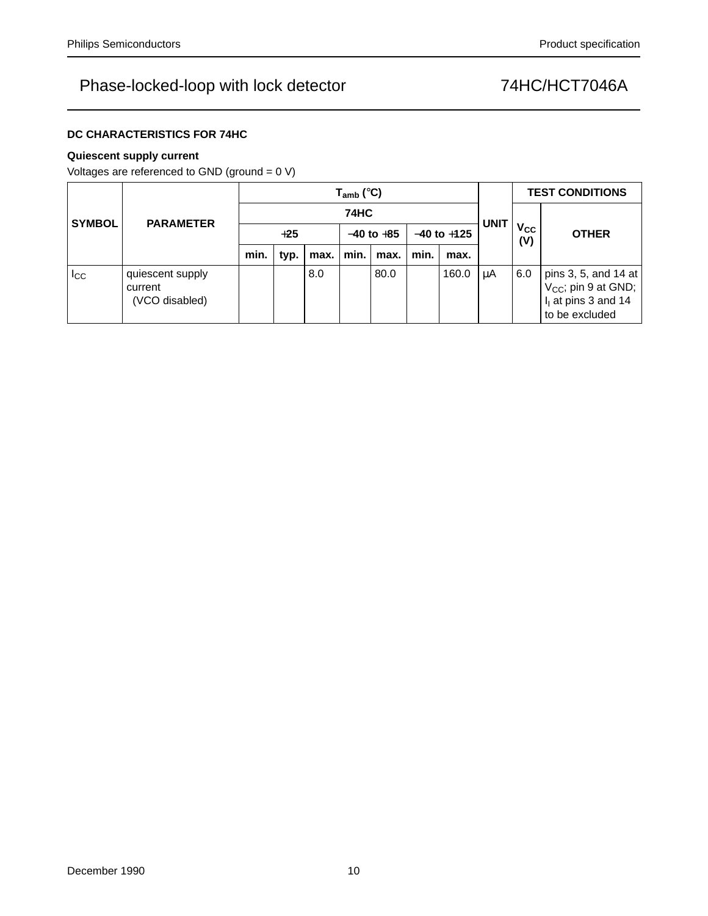### DC CHARACTERISTICS FOR 74HC

**Quiescent supply current**

Voltages are referenced to GND (ground = 0 V)

| SYMBOL | PARAMETER | $T_{amb}$ (°C) | | | | | | | UNIT | TEST CONDITIONS | |
|---|---|---|---|---|---|---|---|---|---|---|---|
| | | 74HC | | | | | | | | $V_{CC}$ (V) | OTHER |
| | | +25 | | | −40 to +85 | | −40 to +125 | | | | |
| | | min. | typ. | max. | min. | max. | min. | max. | | | |
| $I_{CC}$ | quiescent supply current (VCO disabled) | | | 8.0 | | 80.0 | | 160.0 | μA | 6.0 | pins 3, 5, and 14 at $V_{CC}$; pin 9 at GND; $I_I$ at pins 3 and 14 to be excluded |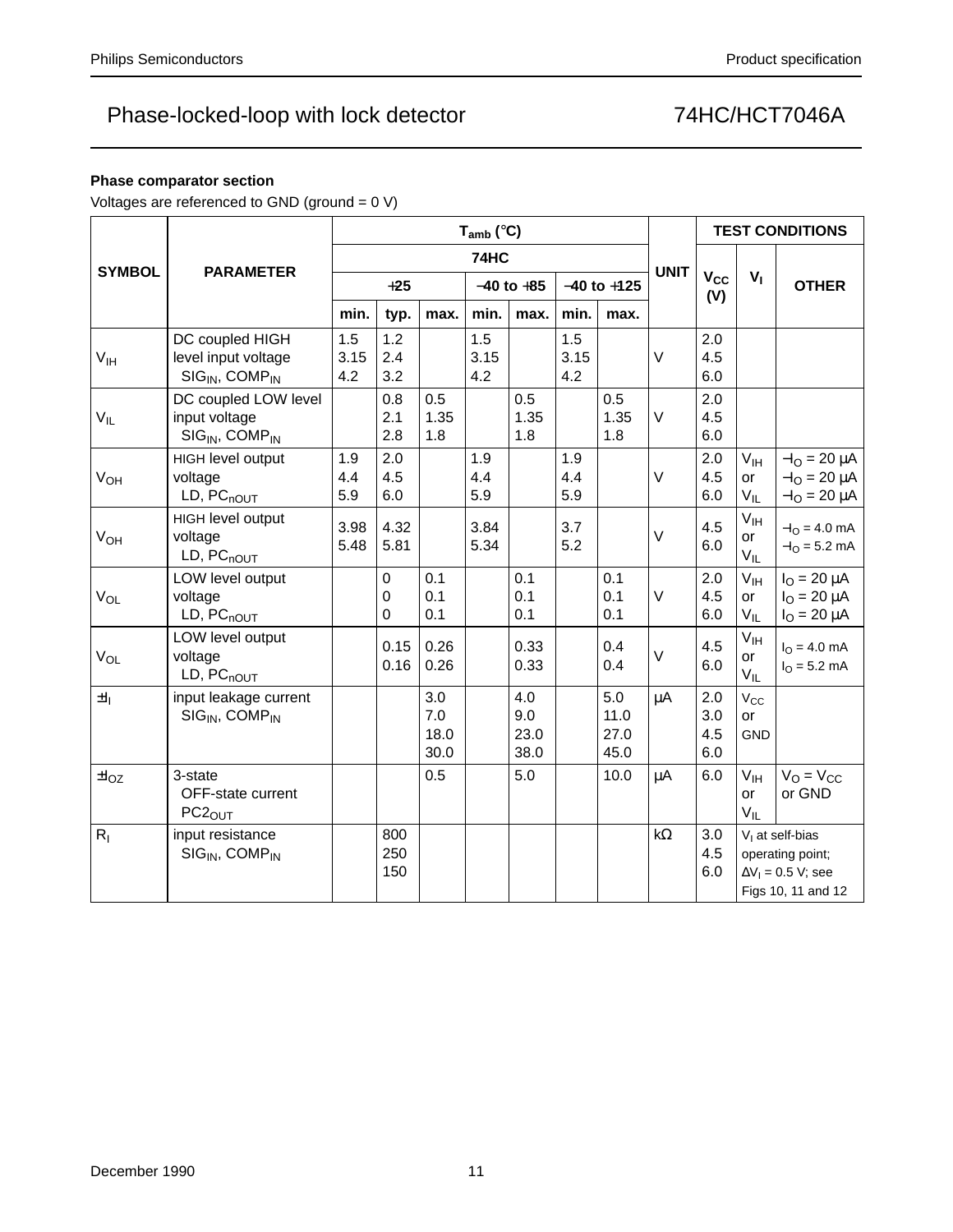### Phase comparator section

Voltages are referenced to GND (ground = 0 V)

| SYMBOL | PARAMETER | $T_{amb}$ (°C) | | | | | | | UNIT | TEST CONDITIONS | | |
|---|---|---|---|---|---|---|---|---|---|---|---|---|
| | | 74HC | | | | | | | | $V_{CC}$ (V) | $V_I$ | OTHER |
| | | +25 | | | −40 to +85 | | −40 to +125 | | | | | |
| | | min. | typ. | max. | min. | max. | min. | max. | | | | |
| $V_{IH}$ | DC coupled HIGH level input voltage $SIG_{IN}$, $COMP_{IN}$ | 1.5<br>3.15<br>4.2 | 1.2<br>2.4<br>3.2 | | 1.5<br>3.15<br>4.2 | | 1.5<br>3.15<br>4.2 | | V | 2.0<br>4.5<br>6.0 | | |
| $V_{IL}$ | DC coupled LOW level input voltage $SIG_{IN}$, $COMP_{IN}$ | | 0.8<br>2.1<br>2.8 | 0.5<br>1.35<br>1.8 | | 0.5<br>1.35<br>1.8 | | 0.5<br>1.35<br>1.8 | V | 2.0<br>4.5<br>6.0 | | |
| $V_{OH}$ | HIGH level output voltage LD, $PC_{nOUT}$ | 1.9<br>4.4<br>5.9 | 2.0<br>4.5<br>6.0 | | 1.9<br>4.4<br>5.9 | | 1.9<br>4.4<br>5.9 | | V | 2.0<br>4.5<br>6.0 | $V_{IH}$ or $V_{IL}$ | $-I_O$ = 20 µA<br>$-I_O$ = 20 µA<br>$-I_O$ = 20 µA |
| $V_{OH}$ | HIGH level output voltage LD, $PC_{nOUT}$ | 3.98<br>5.48 | 4.32<br>5.81 | | 3.84<br>5.34 | | 3.7<br>5.2 | | V | 4.5<br>6.0 | $V_{IH}$ or $V_{IL}$ | $-I_O$ = 4.0 mA<br>$-I_O$ = 5.2 mA |
| $V_{OL}$ | LOW level output voltage LD, $PC_{nOUT}$ | | 0<br>0<br>0 | 0.1<br>0.1<br>0.1 | | 0.1<br>0.1<br>0.1 | | 0.1<br>0.1<br>0.1 | V | 2.0<br>4.5<br>6.0 | $V_{IH}$ or $V_{IL}$ | $I_O$ = 20 µA<br>$I_O$ = 20 µA<br>$I_O$ = 20 µA |
| $V_{OL}$ | LOW level output voltage LD, $PC_{nOUT}$ | | 0.15<br>0.16 | 0.26<br>0.26 | | 0.33<br>0.33 | | 0.4<br>0.4 | V | 4.5<br>6.0 | $V_{IH}$ or $V_{IL}$ | $I_O$ = 4.0 mA<br>$I_O$ = 5.2 mA |
| $\pm I_I$ | input leakage current $SIG_{IN}$, $COMP_{IN}$ | | | 3.0<br>7.0<br>18.0<br>30.0 | | 4.0<br>9.0<br>23.0<br>38.0 | | 5.0<br>11.0<br>27.0<br>45.0 | µA | 2.0<br>3.0<br>4.5<br>6.0 | $V_{CC}$ or GND | |
| $\pm I_{OZ}$ | 3-state OFF-state current $PC2_{OUT}$ | | | 0.5 | | 5.0 | | 10.0 | µA | 6.0 | $V_{IH}$ or $V_{IL}$ | $V_O = V_{CC}$ or GND |
| $R_I$ | input resistance $SIG_{IN}$, $COMP_{IN}$ | | 800<br>250<br>150 | | | | | | kΩ | 3.0<br>4.5<br>6.0 | $V_I$ at self-bias operating point; $\Delta V_I$ = 0.5 V; see Figs 10, 11 and 12 | |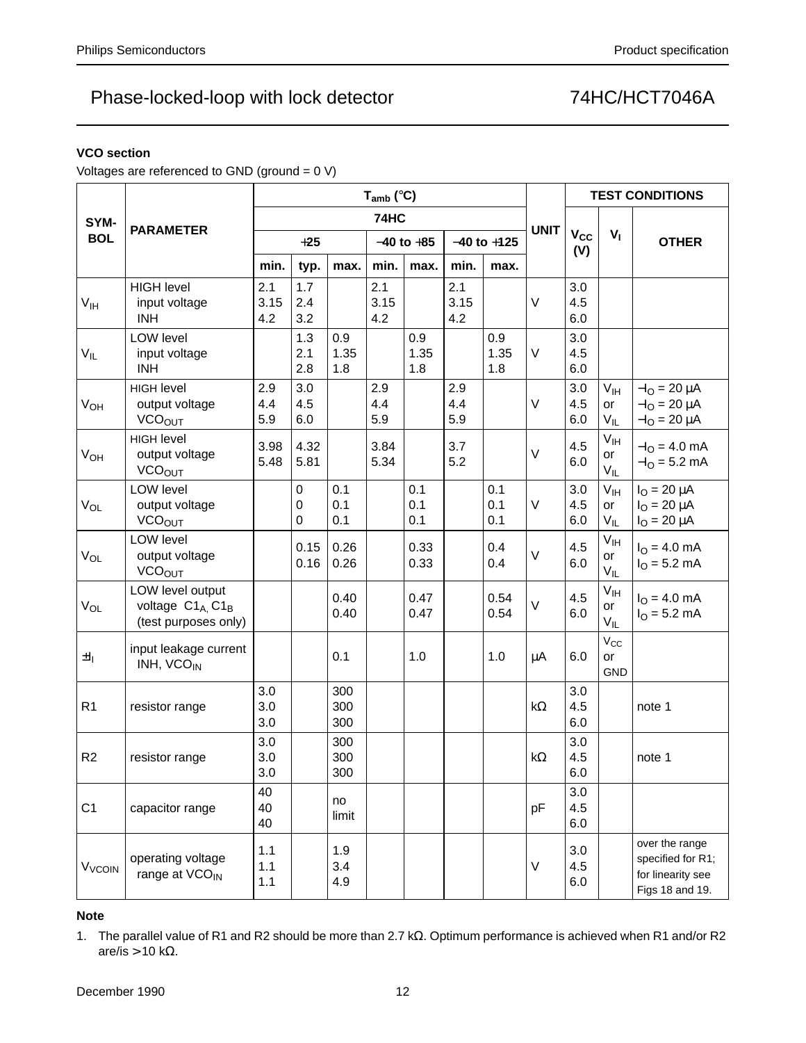### VCO section

Voltages are referenced to GND (ground = 0 V)

| SYMBOL | PARAMETER | $T_{amb}$ (°C) 74HC +25 min. | +25 typ. | +25 max. | −40 to +85 min. | −40 to +85 max. | −40 to +125 min. | −40 to +125 max. | UNIT | $V_{CC}$ (V) | $V_I$ | OTHER |
|---|---|---|---|---|---|---|---|---|---|---|---|---|
| $V_{IH}$ | HIGH level input voltage INH | 2.1<br>3.15<br>4.2 | 1.7<br>2.4<br>3.2 | | 2.1<br>3.15<br>4.2 | | 2.1<br>3.15<br>4.2 | | V | 3.0<br>4.5<br>6.0 | | |
| $V_{IL}$ | LOW level input voltage INH | | 1.3<br>2.1<br>2.8 | 0.9<br>1.35<br>1.8 | | 0.9<br>1.35<br>1.8 | | 0.9<br>1.35<br>1.8 | V | 3.0<br>4.5<br>6.0 | | |
| $V_{OH}$ | HIGH level output voltage $VCO_{OUT}$ | 2.9<br>4.4<br>5.9 | 3.0<br>4.5<br>6.0 | | 2.9<br>4.4<br>5.9 | | 2.9<br>4.4<br>5.9 | | V | 3.0<br>4.5<br>6.0 | $V_{IH}$ or $V_{IL}$ | $-I_O$ = 20 μA<br>$-I_O$ = 20 μA<br>$-I_O$ = 20 μA |
| $V_{OH}$ | HIGH level output voltage $VCO_{OUT}$ | 3.98<br>5.48 | 4.32<br>5.81 | | 3.84<br>5.34 | | 3.7<br>5.2 | | V | 4.5<br>6.0 | $V_{IH}$ or $V_{IL}$ | $-I_O$ = 4.0 mA<br>$-I_O$ = 5.2 mA |
| $V_{OL}$ | LOW level output voltage $VCO_{OUT}$ | | 0<br>0<br>0 | 0.1<br>0.1<br>0.1 | | 0.1<br>0.1<br>0.1 | | 0.1<br>0.1<br>0.1 | V | 3.0<br>4.5<br>6.0 | $V_{IH}$ or $V_{IL}$ | $I_O$ = 20 μA<br>$I_O$ = 20 μA<br>$I_O$ = 20 μA |
| $V_{OL}$ | LOW level output voltage $VCO_{OUT}$ | | 0.15<br>0.16 | 0.26<br>0.26 | | 0.33<br>0.33 | | 0.4<br>0.4 | V | 4.5<br>6.0 | $V_{IH}$ or $V_{IL}$ | $I_O$ = 4.0 mA<br>$I_O$ = 5.2 mA |
| $V_{OL}$ | LOW level output voltage $C1_A$, $C1_B$ (test purposes only) | | | 0.40<br>0.40 | | 0.47<br>0.47 | | 0.54<br>0.54 | V | 4.5<br>6.0 | $V_{IH}$ or $V_{IL}$ | $I_O$ = 4.0 mA<br>$I_O$ = 5.2 mA |
| $\pm I_I$ | input leakage current INH, $VCO_{IN}$ | | | 0.1 | | 1.0 | | 1.0 | μA | 6.0 | $V_{CC}$ or GND | |
| R1 | resistor range | 3.0<br>3.0<br>3.0 | | 300<br>300<br>300 | | | | | kΩ | 3.0<br>4.5<br>6.0 | | note 1 |
| R2 | resistor range | 3.0<br>3.0<br>3.0 | | 300<br>300<br>300 | | | | | kΩ | 3.0<br>4.5<br>6.0 | | note 1 |
| C1 | capacitor range | 40<br>40<br>40 | | no limit | | | | | pF | 3.0<br>4.5<br>6.0 | | |
| $V_{VCOIN}$ | operating voltage range at $VCO_{IN}$ | 1.1<br>1.1<br>1.1 | | 1.9<br>3.4<br>4.9 | | | | | V | 3.0<br>4.5<br>6.0 | | over the range specified for R1; for linearity see Figs 18 and 19. |

**Note**

1. The parallel value of R1 and R2 should be more than 2.7 kΩ. Optimum performance is achieved when R1 and/or R2 are/is > 10 kΩ.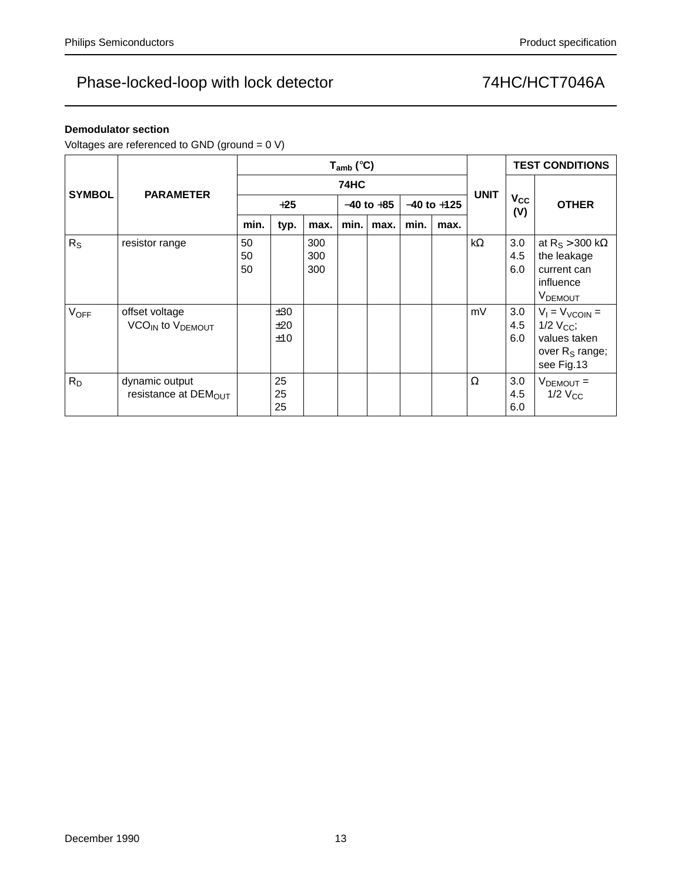**Demodulator section**

Voltages are referenced to GND (ground = 0 V)

| SYMBOL | PARAMETER | $T_{amb}$ (°C) | | | | | | | UNIT | TEST CONDITIONS | |
|---|---|---|---|---|---|---|---|---|---|---|---|
| | | 74HC | | | | | | | | $V_{CC}$ (V) | OTHER |
| | | +25 | | | −40 to +85 | | −40 to +125 | | | | |
| | | min. | typ. | max. | min. | max. | min. | max. | | | |
| $R_S$ | resistor range | 50<br>50<br>50 | | 300<br>300<br>300 | | | | | kΩ | 3.0<br>4.5<br>6.0 | at $R_S$ > 300 kΩ the leakage current can influence $V_{DEMOUT}$ |
| $V_{OFF}$ | offset voltage $VCO_{IN}$ to $V_{DEMOUT}$ | | ±30<br>±20<br>±10 | | | | | | mV | 3.0<br>4.5<br>6.0 | $V_I = V_{VCOIN}$ = 1/2 $V_{CC}$; values taken over $R_S$ range; see Fig.13 |
| $R_D$ | dynamic output resistance at $DEM_{OUT}$ | | 25<br>25<br>25 | | | | | | Ω | 3.0<br>4.5<br>6.0 | $V_{DEMOUT}$ = 1/2 $V_{CC}$ |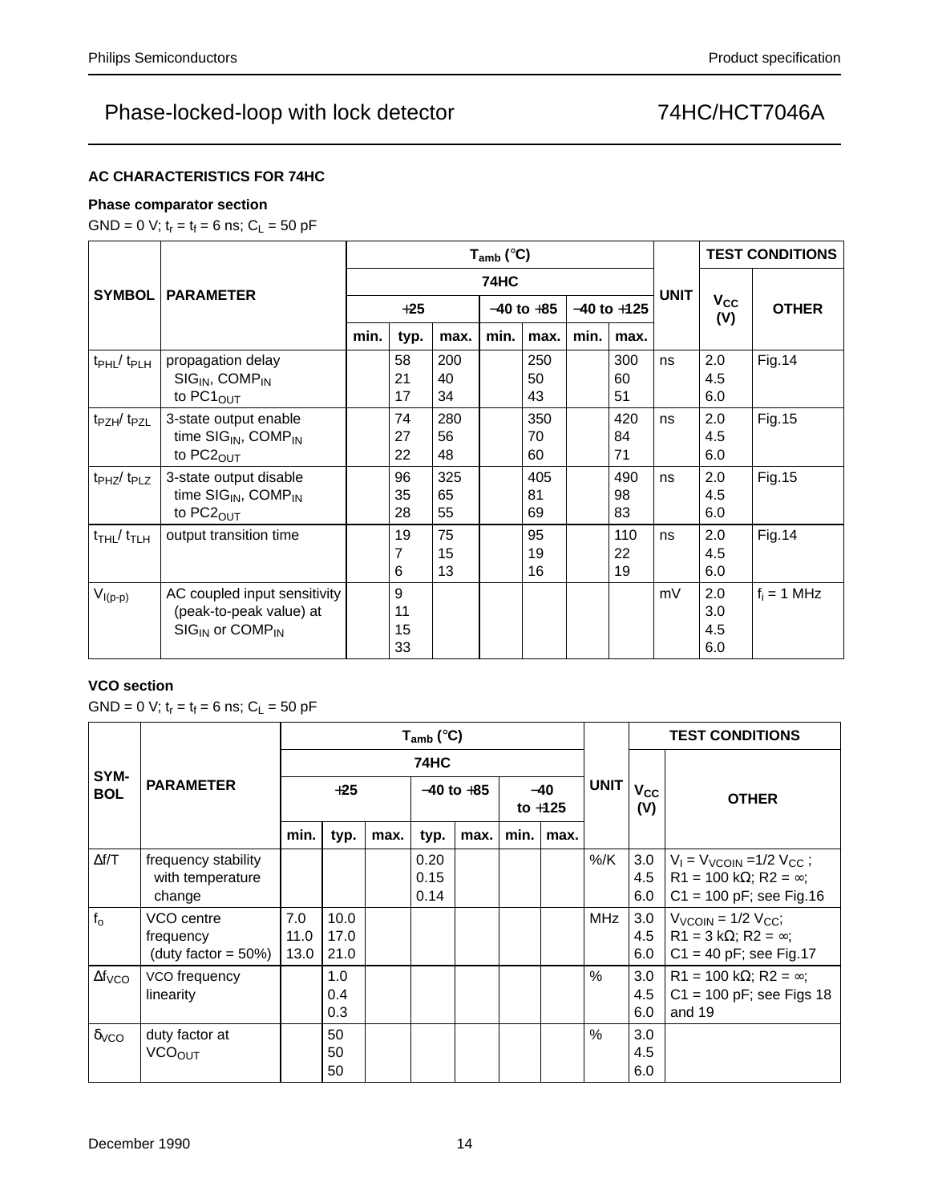## AC CHARACTERISTICS FOR 74HC

### Phase comparator section

GND = 0 V; $t_r = t_f = 6$ ns; $C_L = 50$ pF

| SYMBOL | PARAMETER | $T_{amb}$ (°C) | | | | | | | UNIT | TEST CONDITIONS | |
|---|---|---|---|---|---|---|---|---|---|---|---|
| | | 74HC | | | | | | | | $V_{CC}$ (V) | OTHER |
| | | +25 | | | −40 to +85 | | −40 to +125 | | | | |
| | | min. | typ. | max. | min. | max. | min. | max. | | | |
| $t_{PHL}/ t_{PLH}$ | propagation delay $SIG_{IN}$, $COMP_{IN}$ to $PC1_{OUT}$ | | 58<br>21<br>17 | 200<br>40<br>34 | | 250<br>50<br>43 | | 300<br>60<br>51 | ns | 2.0<br>4.5<br>6.0 | Fig.14 |
| $t_{PZH}/ t_{PZL}$ | 3-state output enable time $SIG_{IN}$, $COMP_{IN}$ to $PC2_{OUT}$ | | 74<br>27<br>22 | 280<br>56<br>48 | | 350<br>70<br>60 | | 420<br>84<br>71 | ns | 2.0<br>4.5<br>6.0 | Fig.15 |
| $t_{PHZ}/ t_{PLZ}$ | 3-state output disable time $SIG_{IN}$, $COMP_{IN}$ to $PC2_{OUT}$ | | 96<br>35<br>28 | 325<br>65<br>55 | | 405<br>81<br>69 | | 490<br>98<br>83 | ns | 2.0<br>4.5<br>6.0 | Fig.15 |
| $t_{THL}/ t_{TLH}$ | output transition time | | 19<br>7<br>6 | 75<br>15<br>13 | | 95<br>19<br>16 | | 110<br>22<br>19 | ns | 2.0<br>4.5<br>6.0 | Fig.14 |
| $V_{I(p-p)}$ | AC coupled input sensitivity (peak-to-peak value) at $SIG_{IN}$ or $COMP_{IN}$ | | 9<br>11<br>15<br>33 | | | | | | mV | 2.0<br>3.0<br>4.5<br>6.0 | $f_i$ = 1 MHz |

### VCO section

GND = 0 V; $t_r = t_f = 6$ ns; $C_L = 50$ pF

| SYMBOL | PARAMETER | $T_{amb}$ (°C) | | | | | | | UNIT | TEST CONDITIONS | |
|---|---|---|---|---|---|---|---|---|---|---|---|
| | | 74HC | | | | | | | | $V_{CC}$ (V) | OTHER |
| | | +25 | | | −40 to +85 | | −40 to +125 | | | | |
| | | min. | typ. | max. | typ. | max. | min. | max. | | | |
| $\Delta f/T$ | frequency stability with temperature change | | | | 0.20<br>0.15<br>0.14 | | | | %/K | 3.0<br>4.5<br>6.0 | $V_I = V_{VCOIN} = 1/2\ V_{CC}$ ; R1 = 100 kΩ; R2 = ∞; C1 = 100 pF; see Fig.16 |
| $f_o$ | VCO centre frequency (duty factor = 50%) | 7.0<br>11.0<br>13.0 | 10.0<br>17.0<br>21.0 | | | | | | MHz | 3.0<br>4.5<br>6.0 | $V_{VCOIN} = 1/2\ V_{CC}$; R1 = 3 kΩ; R2 = ∞; C1 = 40 pF; see Fig.17 |
| $\Delta f_{VCO}$ | VCO frequency linearity | | 1.0<br>0.4<br>0.3 | | | | | | % | 3.0<br>4.5<br>6.0 | R1 = 100 kΩ; R2 = ∞; C1 = 100 pF; see Figs 18 and 19 |
| $\delta_{VCO}$ | duty factor at $VCO_{OUT}$ | | 50<br>50<br>50 | | | | | | % | 3.0<br>4.5<br>6.0 | |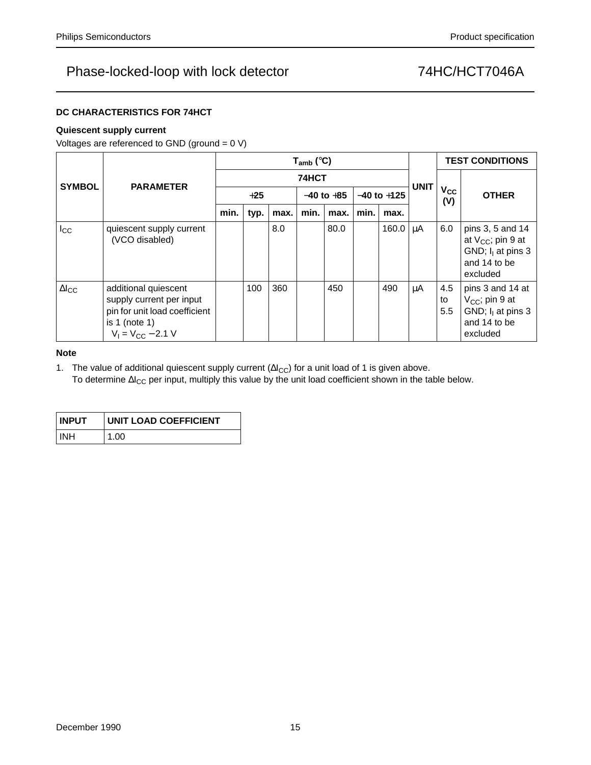### DC CHARACTERISTICS FOR 74HCT

#### Quiescent supply current

Voltages are referenced to GND (ground = 0 V)

| SYMBOL | PARAMETER | $T_{amb}$ (°C) | | | | | | | UNIT | TEST CONDITIONS | |
|---|---|---|---|---|---|---|---|---|---|---|---|
| | | 74HCT | | | | | | | | $V_{CC}$ (V) | OTHER |
| | | +25 | | | −40 to +85 | | −40 to +125 | | | | |
| | | min. | typ. | max. | min. | max. | min. | max. | | | |
| $I_{CC}$ | quiescent supply current (VCO disabled) | | | 8.0 | | 80.0 | | 160.0 | μA | 6.0 | pins 3, 5 and 14 at $V_{CC}$; pin 9 at GND; $I_I$ at pins 3 and 14 to be excluded |
| $\Delta I_{CC}$ | additional quiescent supply current per input pin for unit load coefficient is 1 (note 1) $V_I = V_{CC} - 2.1$ V | | 100 | 360 | | 450 | | 490 | μA | 4.5 to 5.5 | pins 3 and 14 at $V_{CC}$; pin 9 at GND; $I_I$ at pins 3 and 14 to be excluded |

**Note**

1. The value of additional quiescent supply current ($\Delta I_{CC}$) for a unit load of 1 is given above. To determine $\Delta I_{CC}$ per input, multiply this value by the unit load coefficient shown in the table below.

| INPUT | UNIT LOAD COEFFICIENT |
|---|---|
| INH | 1.00 |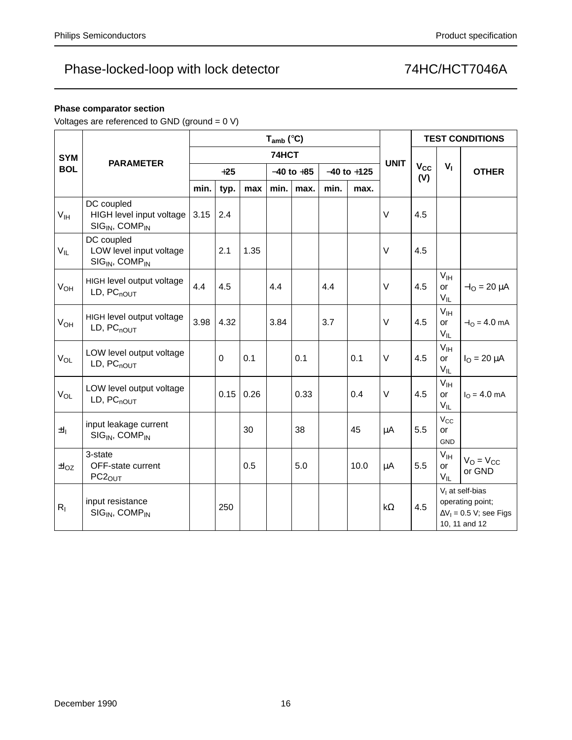**Phase comparator section**

Voltages are referenced to GND (ground = 0 V)

| SYMBOL | PARAMETER | $T_{amb}$ (°C) 74HCT +25 min. | typ. | max | −40 to +85 min. | max. | −40 to +125 min. | max. | UNIT | $V_{CC}$ (V) | $V_I$ | OTHER |
|---|---|---|---|---|---|---|---|---|---|---|---|---|
| $V_{IH}$ | DC coupled HIGH level input voltage $SIG_{IN}$, $COMP_{IN}$ | 3.15 | 2.4 | | | | | | V | 4.5 | | |
| $V_{IL}$ | DC coupled LOW level input voltage $SIG_{IN}$, $COMP_{IN}$ | | 2.1 | 1.35 | | | | | V | 4.5 | | |
| $V_{OH}$ | HIGH level output voltage LD, $PC_{nOUT}$ | 4.4 | 4.5 | | 4.4 | | 4.4 | | V | 4.5 | $V_{IH}$ or $V_{IL}$ | $-I_O$ = 20 μA |
| $V_{OH}$ | HIGH level output voltage LD, $PC_{nOUT}$ | 3.98 | 4.32 | | 3.84 | | 3.7 | | V | 4.5 | $V_{IH}$ or $V_{IL}$ | $-I_O$ = 4.0 mA |
| $V_{OL}$ | LOW level output voltage LD, $PC_{nOUT}$ | | 0 | 0.1 | | 0.1 | | 0.1 | V | 4.5 | $V_{IH}$ or $V_{IL}$ | $I_O$ = 20 μA |
| $V_{OL}$ | LOW level output voltage LD, $PC_{nOUT}$ | | 0.15 | 0.26 | | 0.33 | | 0.4 | V | 4.5 | $V_{IH}$ or $V_{IL}$ | $I_O$ = 4.0 mA |
| $\pm I_I$ | input leakage current $SIG_{IN}$, $COMP_{IN}$ | | | 30 | | 38 | | 45 | μA | 5.5 | $V_{CC}$ or GND | |
| $\pm I_{OZ}$ | 3-state OFF-state current $PC2_{OUT}$ | | | 0.5 | | 5.0 | | 10.0 | μA | 5.5 | $V_{IH}$ or $V_{IL}$ | $V_O = V_{CC}$ or GND |
| $R_I$ | input resistance $SIG_{IN}$, $COMP_{IN}$ | | 250 | | | | | | kΩ | 4.5 | $V_I$ at self-bias operating point; $\Delta V_I$ = 0.5 V; see Figs 10, 11 and 12 | |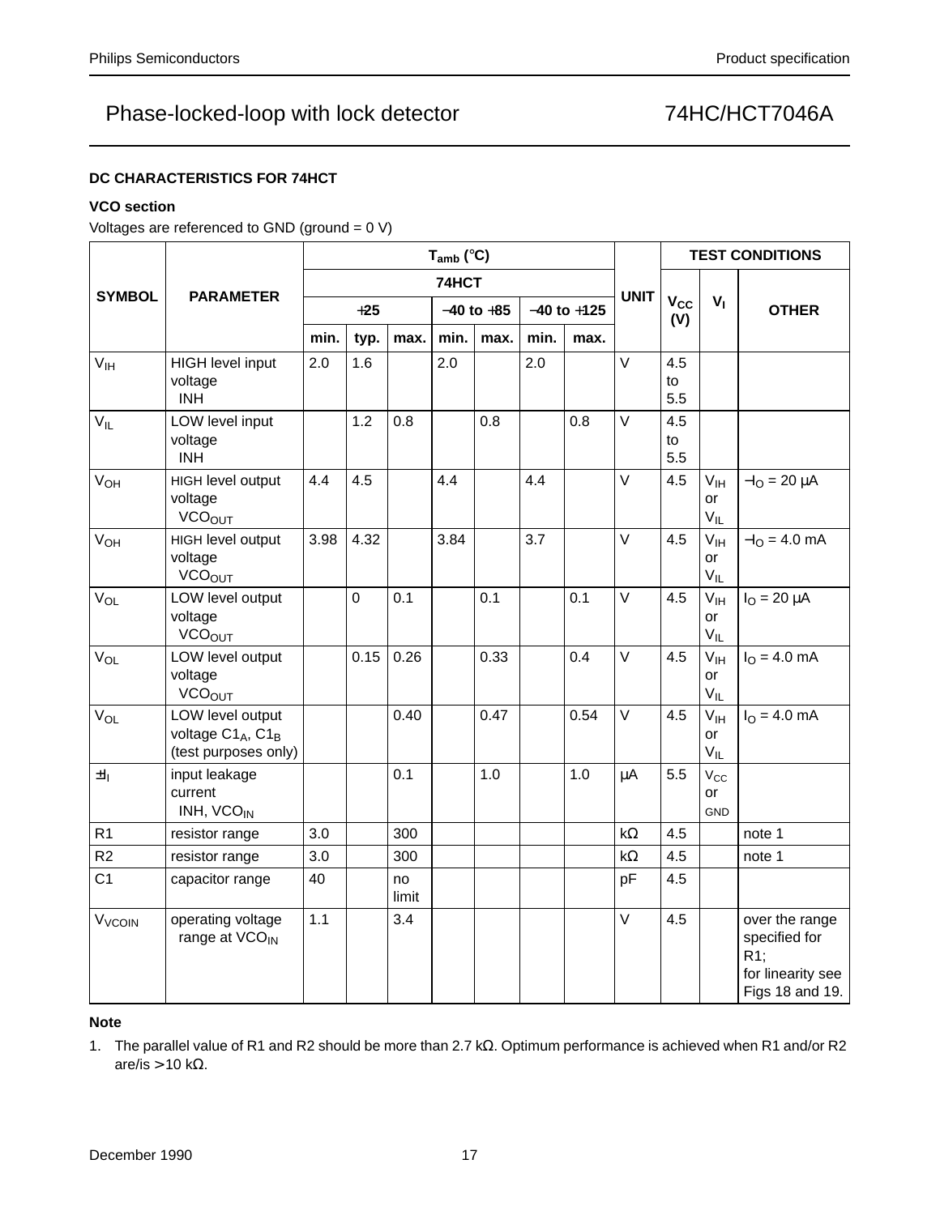# Phase-locked-loop with lock detector — 74HC/HCT7046A

### DC CHARACTERISTICS FOR 74HCT

#### VCO section

Voltages are referenced to GND (ground = 0 V)

| SYMBOL | PARAMETER | $T_{amb}$ (°C) 74HCT +25 min. | typ. | max. | −40 to +85 min. | max. | −40 to +125 min. | max. | UNIT | TEST CONDITIONS $V_{CC}$ (V) | $V_I$ | OTHER |
|---|---|---|---|---|---|---|---|---|---|---|---|---|
| $V_{IH}$ | HIGH level input voltage INH | 2.0 | 1.6 | | 2.0 | | 2.0 | | V | 4.5 to 5.5 | | |
| $V_{IL}$ | LOW level input voltage INH | | 1.2 | 0.8 | | 0.8 | | 0.8 | V | 4.5 to 5.5 | | |
| $V_{OH}$ | HIGH level output voltage $VCO_{OUT}$ | 4.4 | 4.5 | | 4.4 | | 4.4 | | V | 4.5 | $V_{IH}$ or $V_{IL}$ | $-I_O$ = 20 μA |
| $V_{OH}$ | HIGH level output voltage $VCO_{OUT}$ | 3.98 | 4.32 | | 3.84 | | 3.7 | | V | 4.5 | $V_{IH}$ or $V_{IL}$ | $-I_O$ = 4.0 mA |
| $V_{OL}$ | LOW level output voltage $VCO_{OUT}$ | | 0 | 0.1 | | 0.1 | | 0.1 | V | 4.5 | $V_{IH}$ or $V_{IL}$ | $I_O$ = 20 μA |
| $V_{OL}$ | LOW level output voltage $VCO_{OUT}$ | | 0.15 | 0.26 | | 0.33 | | 0.4 | V | 4.5 | $V_{IH}$ or $V_{IL}$ | $I_O$ = 4.0 mA |
| $V_{OL}$ | LOW level output voltage $C1_A$, $C1_B$ (test purposes only) | | | 0.40 | | 0.47 | | 0.54 | V | 4.5 | $V_{IH}$ or $V_{IL}$ | $I_O$ = 4.0 mA |
| $\pm I_I$ | input leakage current INH, $VCO_{IN}$ | | | 0.1 | | 1.0 | | 1.0 | μA | 5.5 | $V_{CC}$ or GND | |
| R1 | resistor range | 3.0 | | 300 | | | | | kΩ | 4.5 | | note 1 |
| R2 | resistor range | 3.0 | | 300 | | | | | kΩ | 4.5 | | note 1 |
| C1 | capacitor range | 40 | | no limit | | | | | pF | 4.5 | | |
| $V_{VCOIN}$ | operating voltage range at $VCO_{IN}$ | 1.1 | | 3.4 | | | | | V | 4.5 | | over the range specified for R1; for linearity see Figs 18 and 19. |

**Note**

1. The parallel value of R1 and R2 should be more than 2.7 kΩ. Optimum performance is achieved when R1 and/or R2 are/is > 10 kΩ.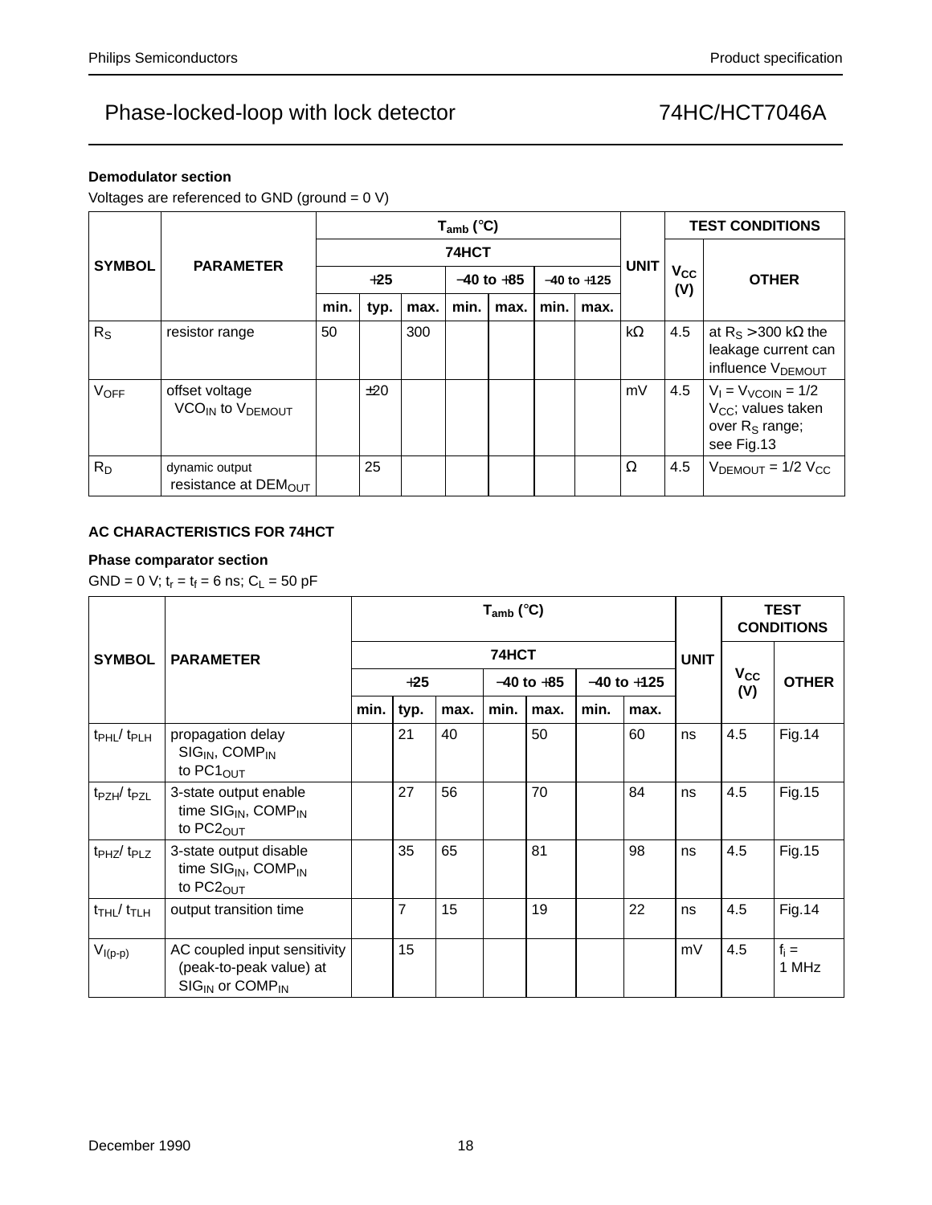### Demodulator section

Voltages are referenced to GND (ground = 0 V)

| SYMBOL | PARAMETER | $T_{amb}$ (°C) | | | | | | | UNIT | TEST CONDITIONS | |
|---|---|---|---|---|---|---|---|---|---|---|---|
| | | 74HCT | | | | | | | | $V_{CC}$ (V) | OTHER |
| | | +25 | | | −40 to +85 | | −40 to +125 | | | | |
| | | min. | typ. | max. | min. | max. | min. | max. | | | |
| $R_S$ | resistor range | 50 | | 300 | | | | | kΩ | 4.5 | at $R_S$ > 300 kΩ the leakage current can influence $V_{DEMOUT}$ |
| $V_{OFF}$ | offset voltage $VCO_{IN}$ to $V_{DEMOUT}$ | | ±20 | | | | | | mV | 4.5 | $V_I = V_{VCOIN}$ = 1/2 $V_{CC}$; values taken over $R_S$ range; see Fig.13 |
| $R_D$ | dynamic output resistance at $DEM_{OUT}$ | | 25 | | | | | | Ω | 4.5 | $V_{DEMOUT}$ = 1/2 $V_{CC}$ |

### AC CHARACTERISTICS FOR 74HCT

#### Phase comparator section

GND = 0 V; $t_r = t_f$ = 6 ns; $C_L$ = 50 pF

| SYMBOL | PARAMETER | $T_{amb}$ (°C) | | | | | | | UNIT | TEST CONDITIONS | |
|---|---|---|---|---|---|---|---|---|---|---|---|
| | | 74HCT | | | | | | | | $V_{CC}$ (V) | OTHER |
| | | +25 | | | −40 to +85 | | −40 to +125 | | | | |
| | | min. | typ. | max. | min. | max. | min. | max. | | | |
| $t_{PHL}$/ $t_{PLH}$ | propagation delay $SIG_{IN}$, $COMP_{IN}$ to $PC1_{OUT}$ | | 21 | 40 | | 50 | | 60 | ns | 4.5 | Fig.14 |
| $t_{PZH}$/ $t_{PZL}$ | 3-state output enable time $SIG_{IN}$, $COMP_{IN}$ to $PC2_{OUT}$ | | 27 | 56 | | 70 | | 84 | ns | 4.5 | Fig.15 |
| $t_{PHZ}$/ $t_{PLZ}$ | 3-state output disable time $SIG_{IN}$, $COMP_{IN}$ to $PC2_{OUT}$ | | 35 | 65 | | 81 | | 98 | ns | 4.5 | Fig.15 |
| $t_{THL}$/ $t_{TLH}$ | output transition time | | 7 | 15 | | 19 | | 22 | ns | 4.5 | Fig.14 |
| $V_{I(p-p)}$ | AC coupled input sensitivity (peak-to-peak value) at $SIG_{IN}$ or $COMP_{IN}$ | | 15 | | | | | | mV | 4.5 | $f_i$ = 1 MHz |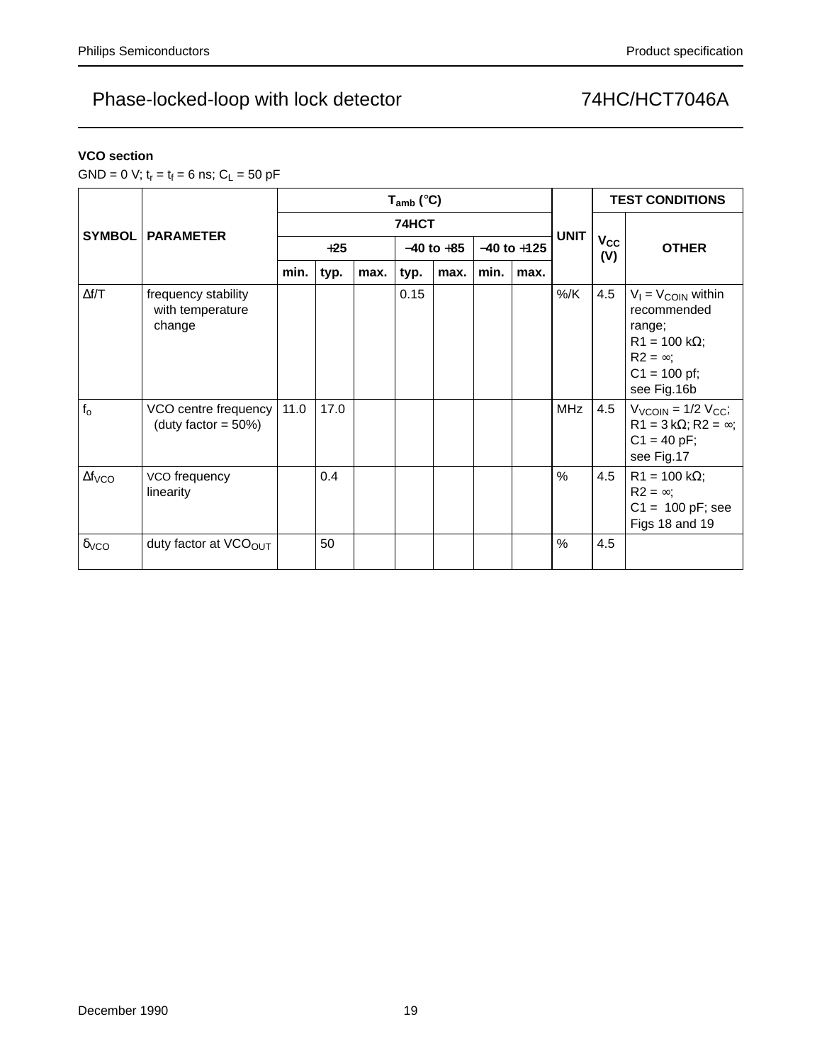**VCO section**

GND = 0 V; $t_r$ = $t_f$ = 6 ns; $C_L$ = 50 pF

| SYMBOL | PARAMETER | $T_{amb}$ (°C) | | | | | | | UNIT | TEST CONDITIONS | |
|---|---|---|---|---|---|---|---|---|---|---|---|
| | | 74HCT | | | | | | | | $V_{CC}$ (V) | OTHER |
| | | +25 | | | −40 to +85 | | −40 to +125 | | | | |
| | | min. | typ. | max. | typ. | max. | min. | max. | | | |
| $\Delta f/T$ | frequency stability with temperature change | | | | 0.15 | | | | %/K | 4.5 | $V_I$ = $V_{COIN}$ within recommended range; R1 = 100 kΩ; R2 = ∞; C1 = 100 pf; see Fig.16b |
| $f_o$ | VCO centre frequency (duty factor = 50%) | 11.0 | 17.0 | | | | | | MHz | 4.5 | $V_{VCOIN}$ = 1/2 $V_{CC}$; R1 = 3 kΩ; R2 = ∞; C1 = 40 pF; see Fig.17 |
| $\Delta f_{VCO}$ | VCO frequency linearity | | 0.4 | | | | | | % | 4.5 | R1 = 100 kΩ; R2 = ∞; C1 = 100 pF; see Figs 18 and 19 |
| $\delta_{VCO}$ | duty factor at $VCO_{OUT}$ | | 50 | | | | | | % | 4.5 | |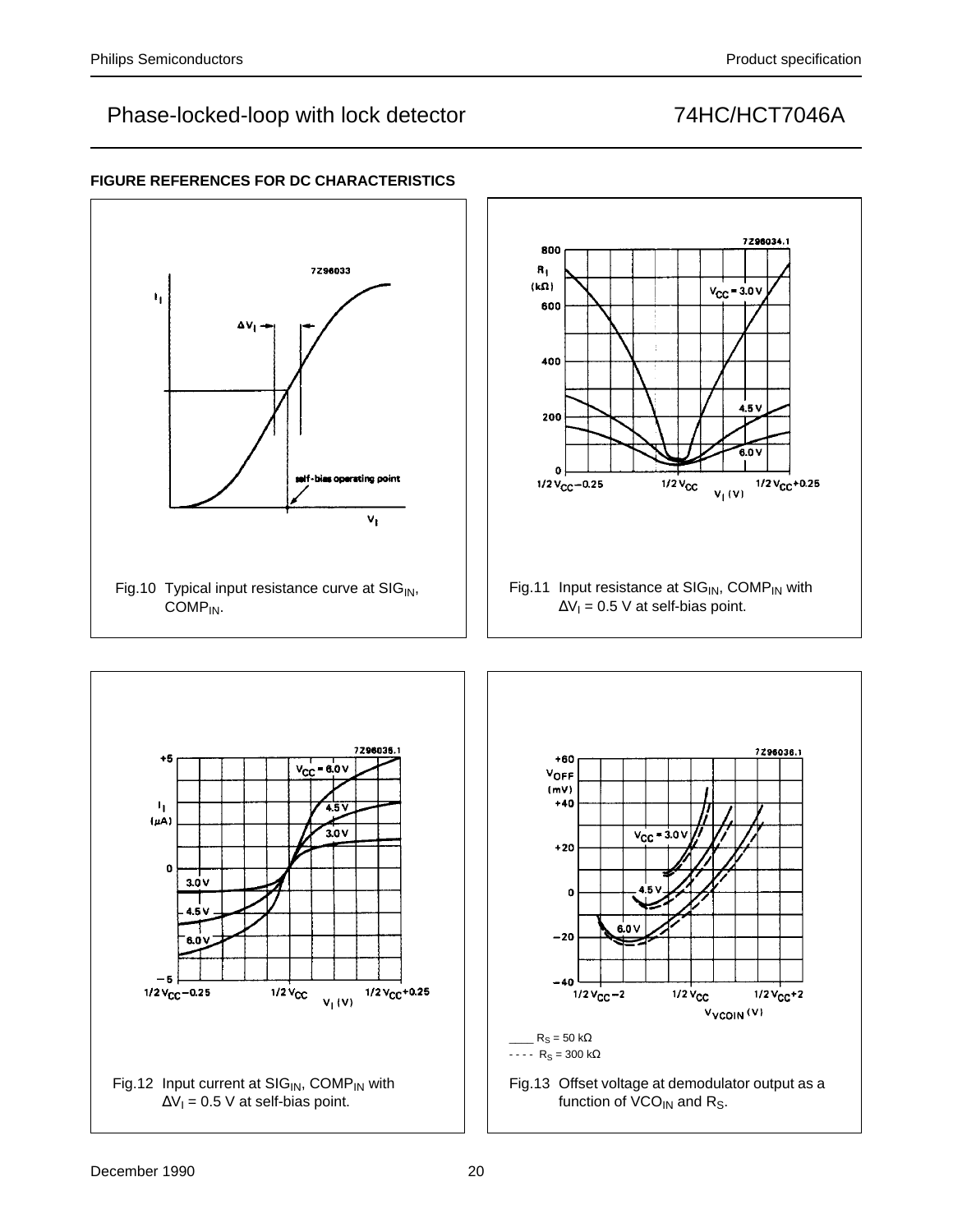## FIGURE REFERENCES FOR DC CHARACTERISTICS

Fig.10 Typical input resistance curve at $SIG_{IN}$, $COMP_{IN}$.

Fig.11 Input resistance at $SIG_{IN}$, $COMP_{IN}$ with $\Delta V_I$ = 0.5 V at self-bias point.

Fig.12 Input current at $SIG_{IN}$, $COMP_{IN}$ with $\Delta V_I$ = 0.5 V at self-bias point.

____ $R_S$ = 50 kΩ
- - - - $R_S$ = 300 kΩ

Fig.13 Offset voltage at demodulator output as a function of $VCO_{IN}$ and $R_S$.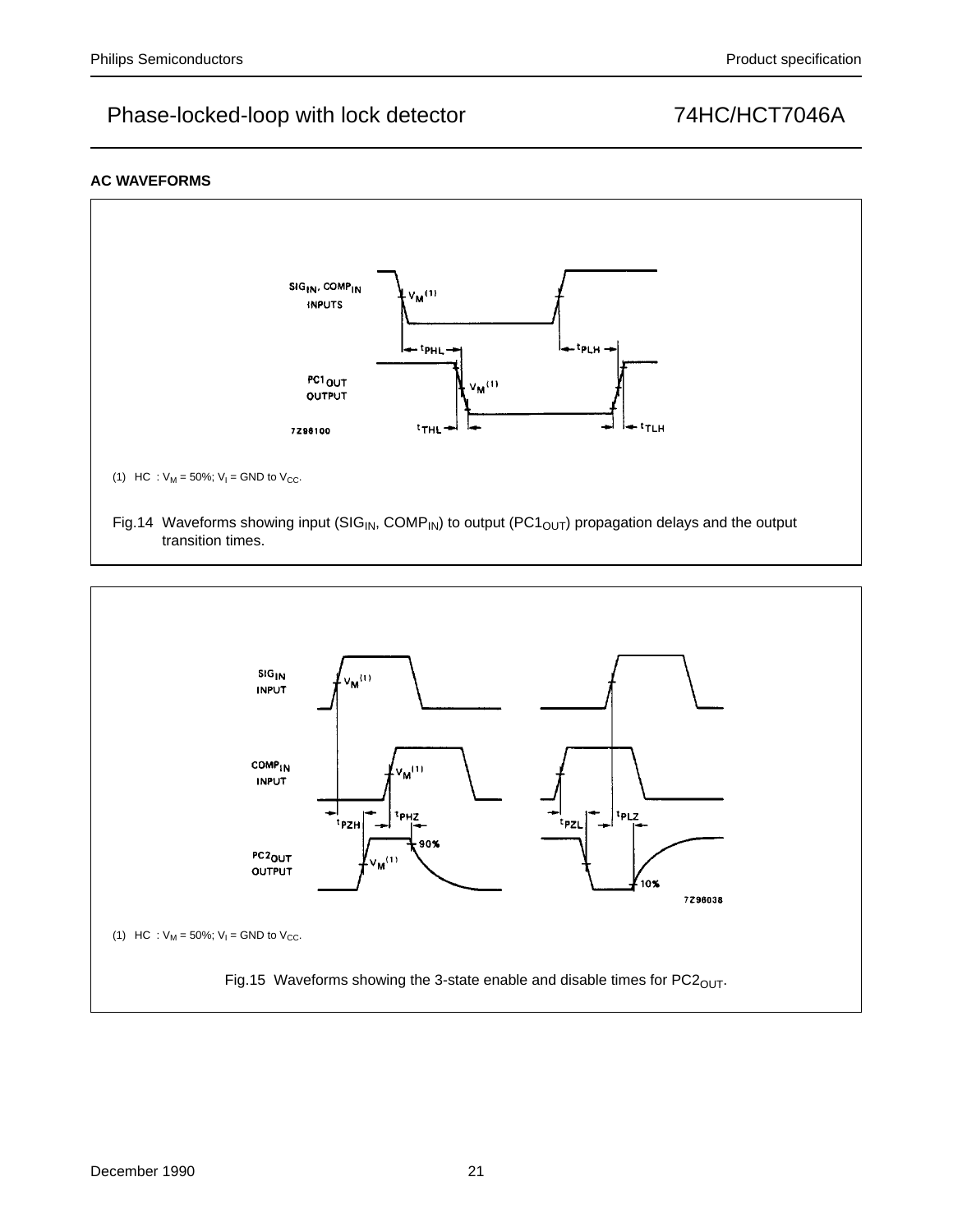## AC WAVEFORMS

(1) HC : $V_M$ = 50%; $V_I$ = GND to $V_{CC}$.

Fig.14 Waveforms showing input ($SIG_{IN}$, $COMP_{IN}$) to output ($PC1_{OUT}$) propagation delays and the output transition times.

(1) HC : $V_M$ = 50%; $V_I$ = GND to $V_{CC}$.

Fig.15 Waveforms showing the 3-state enable and disable times for $PC2_{OUT}$.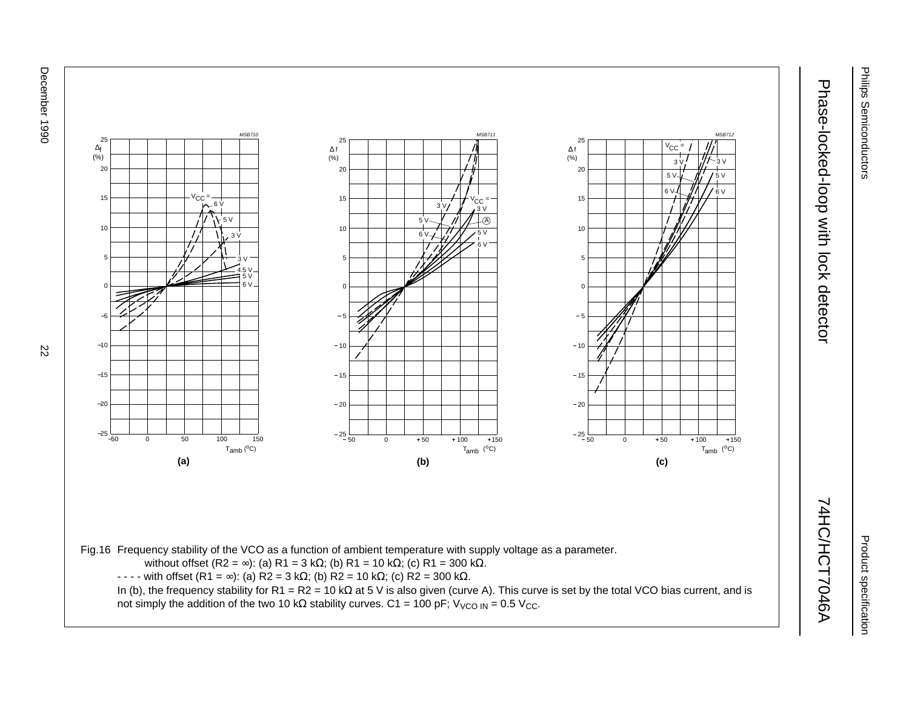Fig.16 Frequency stability of the VCO as a function of ambient temperature with supply voltage as a parameter.

—— without offset ($R2 = \infty$): (a) $R1 = 3\ k\Omega$; (b) $R1 = 10\ k\Omega$; (c) $R1 = 300\ k\Omega$.

- - - - with offset ($R1 = \infty$): (a) $R2 = 3\ k\Omega$; (b) $R2 = 10\ k\Omega$; (c) $R2 = 300\ k\Omega$.

In (b), the frequency stability for $R1 = R2 = 10\ k\Omega$ at 5 V is also given (curve A). This curve is set by the total VCO bias current, and is not simply the addition of the two $10\ k\Omega$ stability curves. $C1 = 100\ pF$; $V_{VCO\ IN} = 0.5\ V_{CC}$.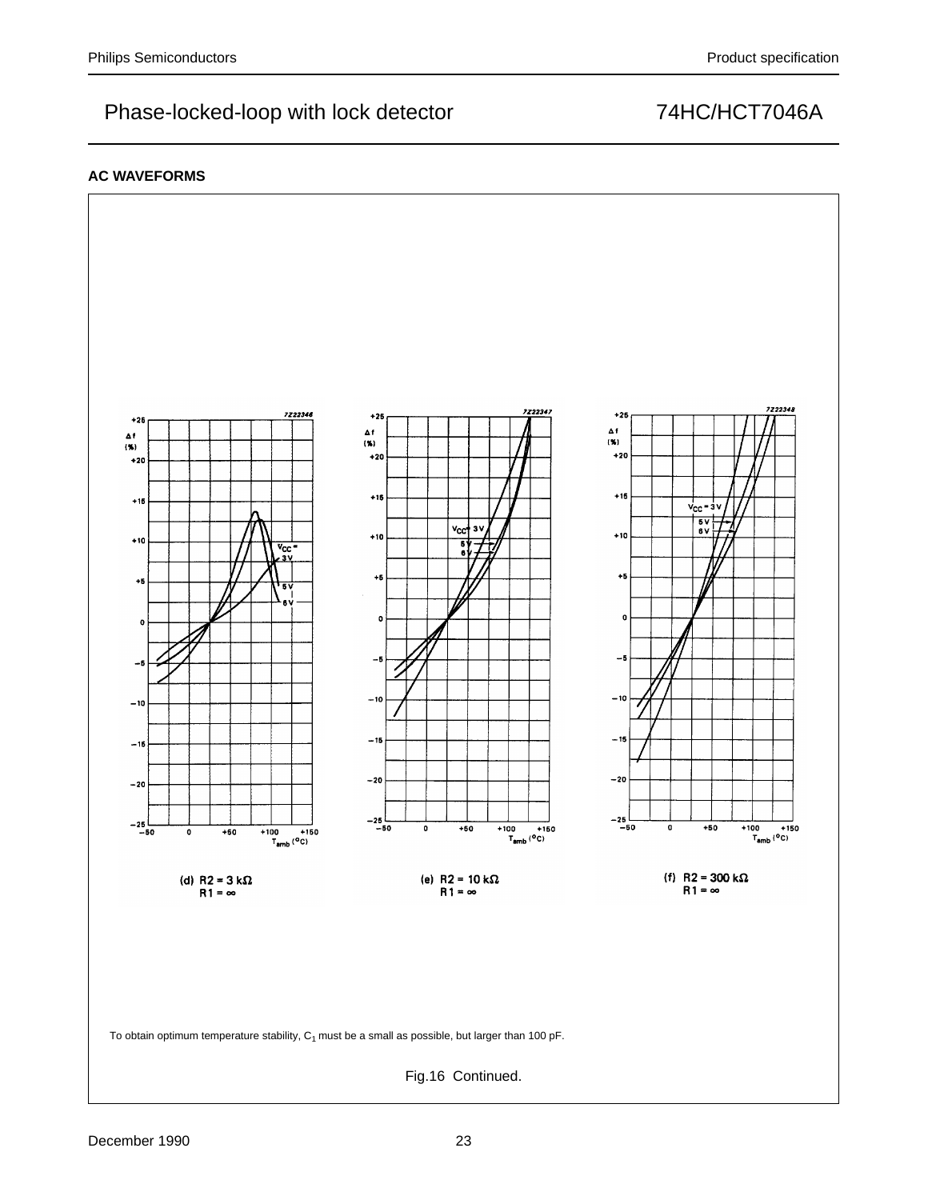## AC WAVEFORMS

(d) R2 = 3 kΩ
R1 = ∞

(e) R2 = 10 kΩ
R1 = ∞

(f) R2 = 300 kΩ
R1 = ∞

To obtain optimum temperature stability, $C_1$ must be a small as possible, but larger than 100 pF.

Fig.16 Continued.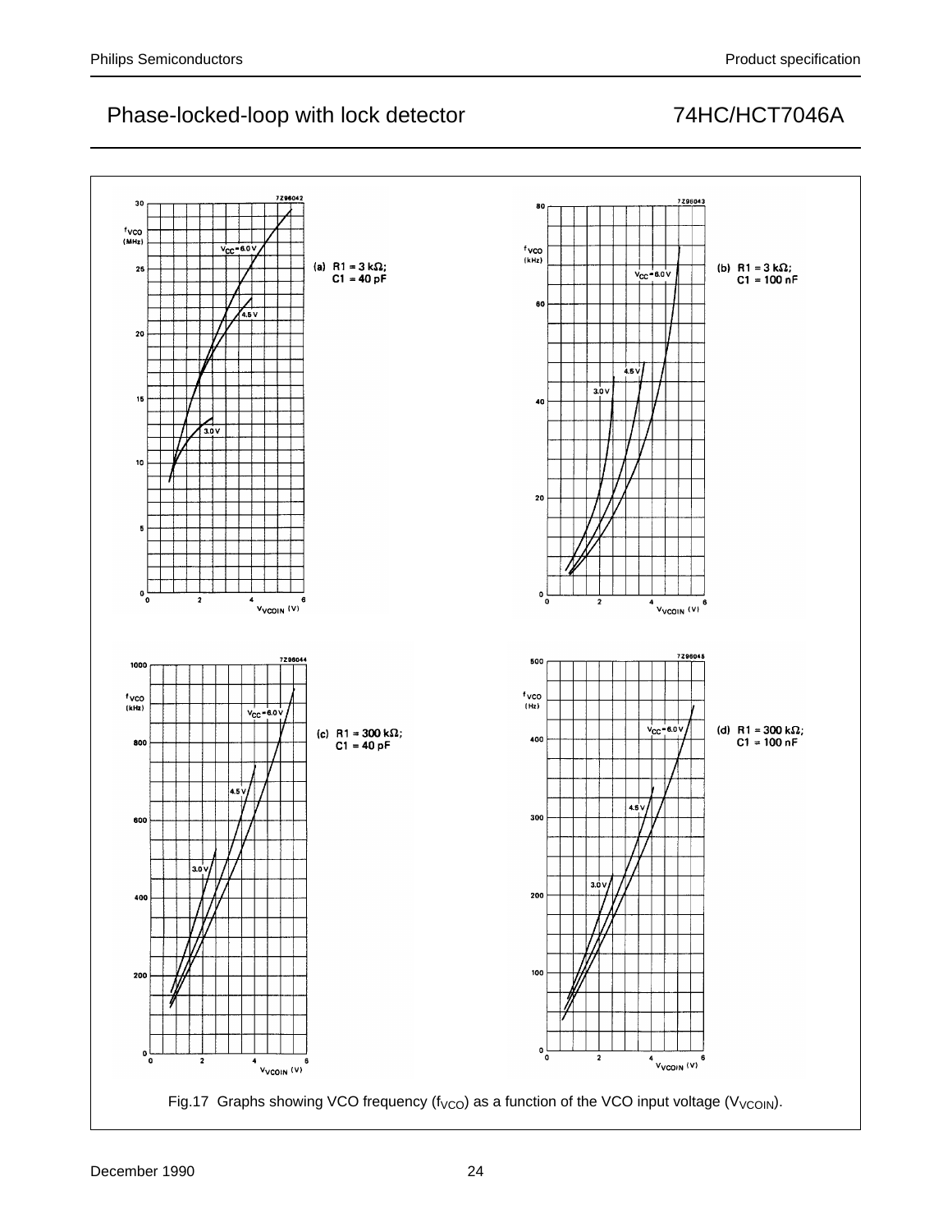Fig.17 Graphs showing VCO frequency ($f_{VCO}$) as a function of the VCO input voltage ($V_{VCOIN}$).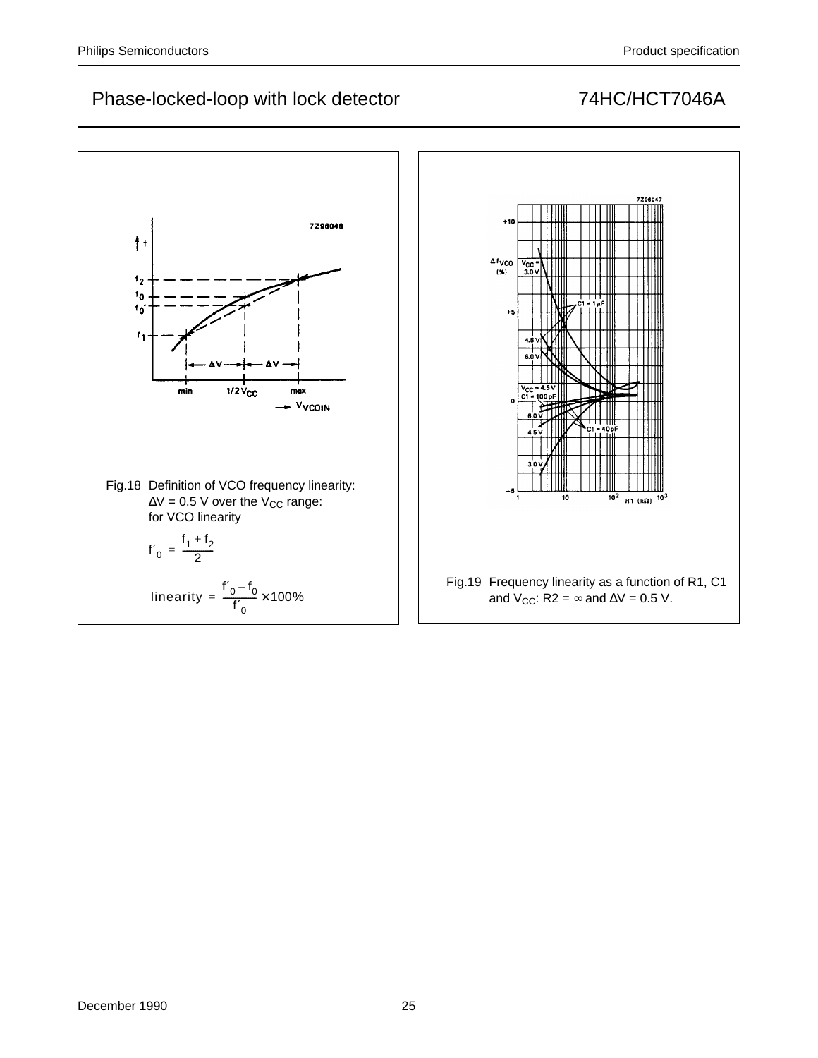Fig.18 Definition of VCO frequency linearity: $\Delta V = 0.5$ V over the $V_{CC}$ range: for VCO linearity

$$f'_0 = \frac{f_1 + f_2}{2}$$

$$\text{linearity} = \frac{f'_0 - f_0}{f'_0} \times 100\%$$

Fig.19 Frequency linearity as a function of R1, C1 and $V_{CC}$: R2 = ∞ and $\Delta V = 0.5$ V.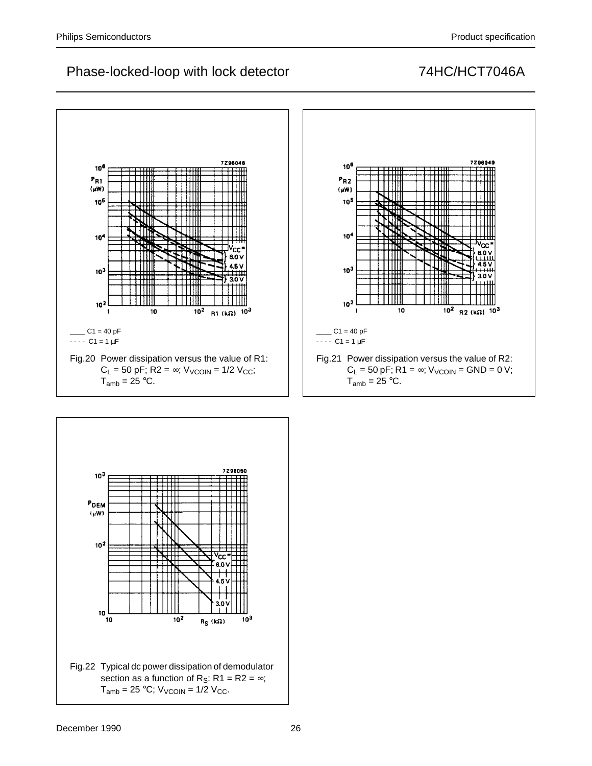____ C1 = 40 pF
- - - - C1 = 1 μF

Fig.20 Power dissipation versus the value of R1: $C_L$ = 50 pF; R2 = ∞; $V_{VCOIN}$ = 1/2 $V_{CC}$; $T_{amb}$ = 25 °C.

____ C1 = 40 pF
- - - - C1 = 1 μF

Fig.21 Power dissipation versus the value of R2: $C_L$ = 50 pF; R1 = ∞; $V_{VCOIN}$ = GND = 0 V; $T_{amb}$ = 25 °C.

Fig.22 Typical dc power dissipation of demodulator section as a function of $R_S$: R1 = R2 = ∞; $T_{amb}$ = 25 °C; $V_{VCOIN}$ = 1/2 $V_{CC}$.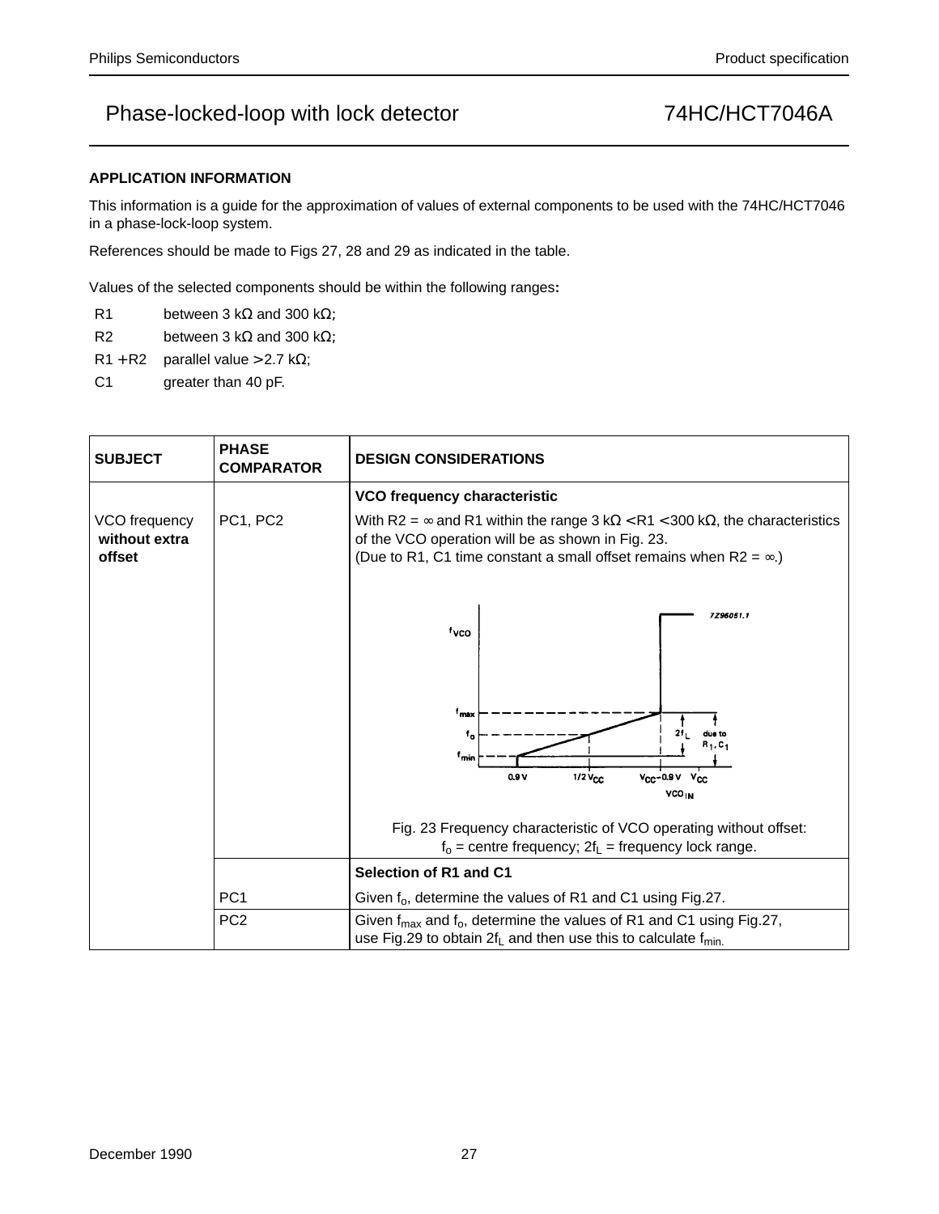## APPLICATION INFORMATION

This information is a guide for the approximation of values of external components to be used with the 74HC/HCT7046 in a phase-lock-loop system.

References should be made to Figs 27, 28 and 29 as indicated in the table.

Values of the selected components should be within the following ranges:

| | |
|---|---|
| R1 | between 3 kΩ and 300 kΩ; |
| R2 | between 3 kΩ and 300 kΩ; |
| R1 + R2 | parallel value > 2.7 kΩ; |
| C1 | greater than 40 pF. |

| SUBJECT | PHASE COMPARATOR | DESIGN CONSIDERATIONS |
|---|---|---|
| VCO frequency **without extra offset** | PC1, PC2 | **VCO frequency characteristic**<br>With R2 = ∞ and R1 within the range 3 kΩ < R1 < 300 kΩ, the characteristics of the VCO operation will be as shown in Fig. 23.<br>(Due to R1, C1 time constant a small offset remains when R2 = ∞.)<br><br>Fig. 23 Frequency characteristic of VCO operating without offset: $f_o$ = centre frequency; $2f_L$ = frequency lock range. |
| | PC1 | **Selection of R1 and C1**<br>Given $f_o$, determine the values of R1 and C1 using Fig.27. |
| | PC2 | Given $f_{max}$ and $f_o$, determine the values of R1 and C1 using Fig.27, use Fig.29 to obtain $2f_L$ and then use this to calculate $f_{min}$. |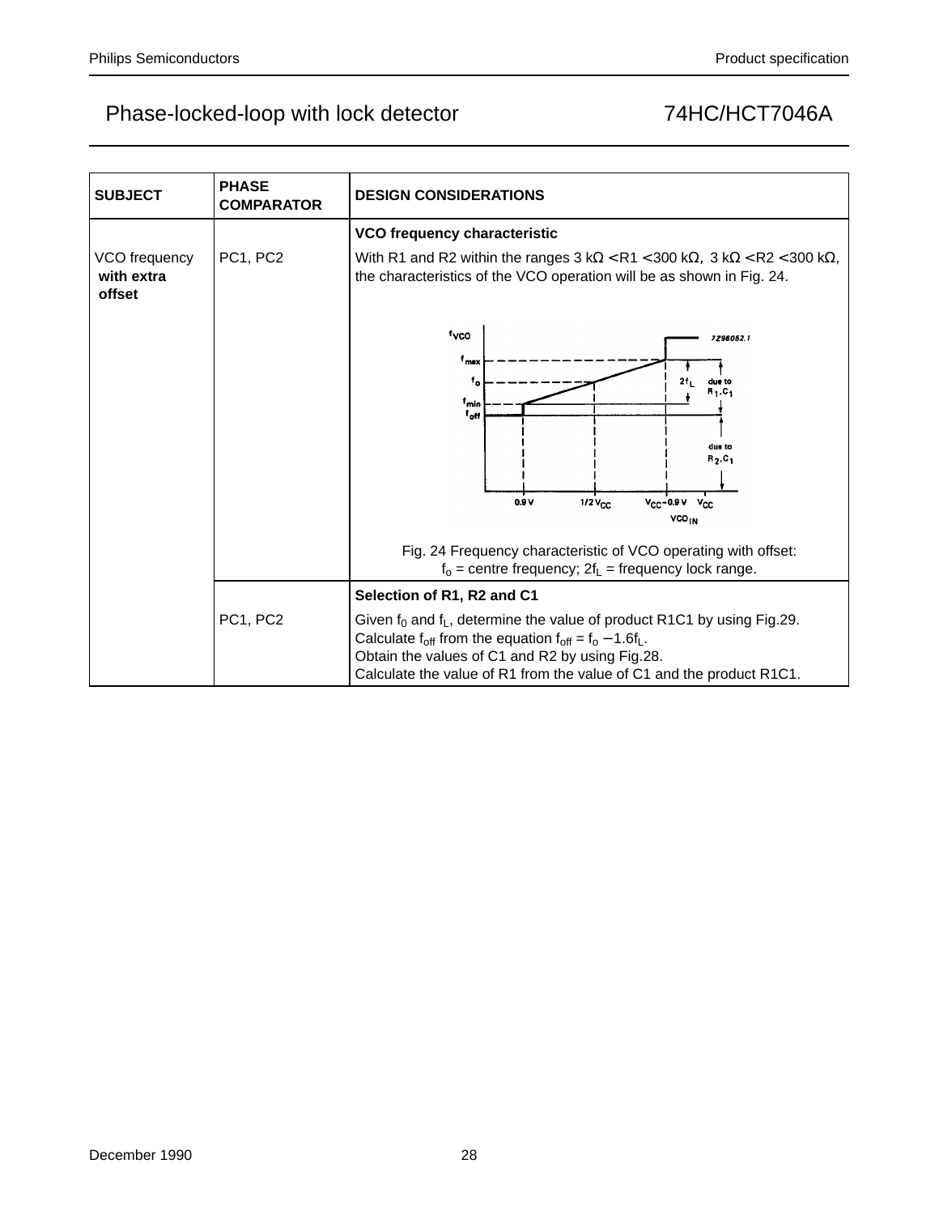# Phase-locked-loop with lock detector — 74HC/HCT7046A

| SUBJECT | PHASE COMPARATOR | DESIGN CONSIDERATIONS |
|---|---|---|
| VCO frequency **with extra offset** | PC1, PC2 | **VCO frequency characteristic**<br>With R1 and R2 within the ranges 3 kΩ < R1 < 300 kΩ, 3 kΩ < R2 < 300 kΩ, the characteristics of the VCO operation will be as shown in Fig. 24.<br><br>Fig. 24 Frequency characteristic of VCO operating with offset: $f_o$ = centre frequency; $2f_L$ = frequency lock range. |
| | PC1, PC2 | **Selection of R1, R2 and C1**<br>Given $f_0$ and $f_L$, determine the value of product R1C1 by using Fig.29.<br>Calculate $f_{off}$ from the equation $f_{off} = f_o - 1.6f_L$.<br>Obtain the values of C1 and R2 by using Fig.28.<br>Calculate the value of R1 from the value of C1 and the product R1C1. |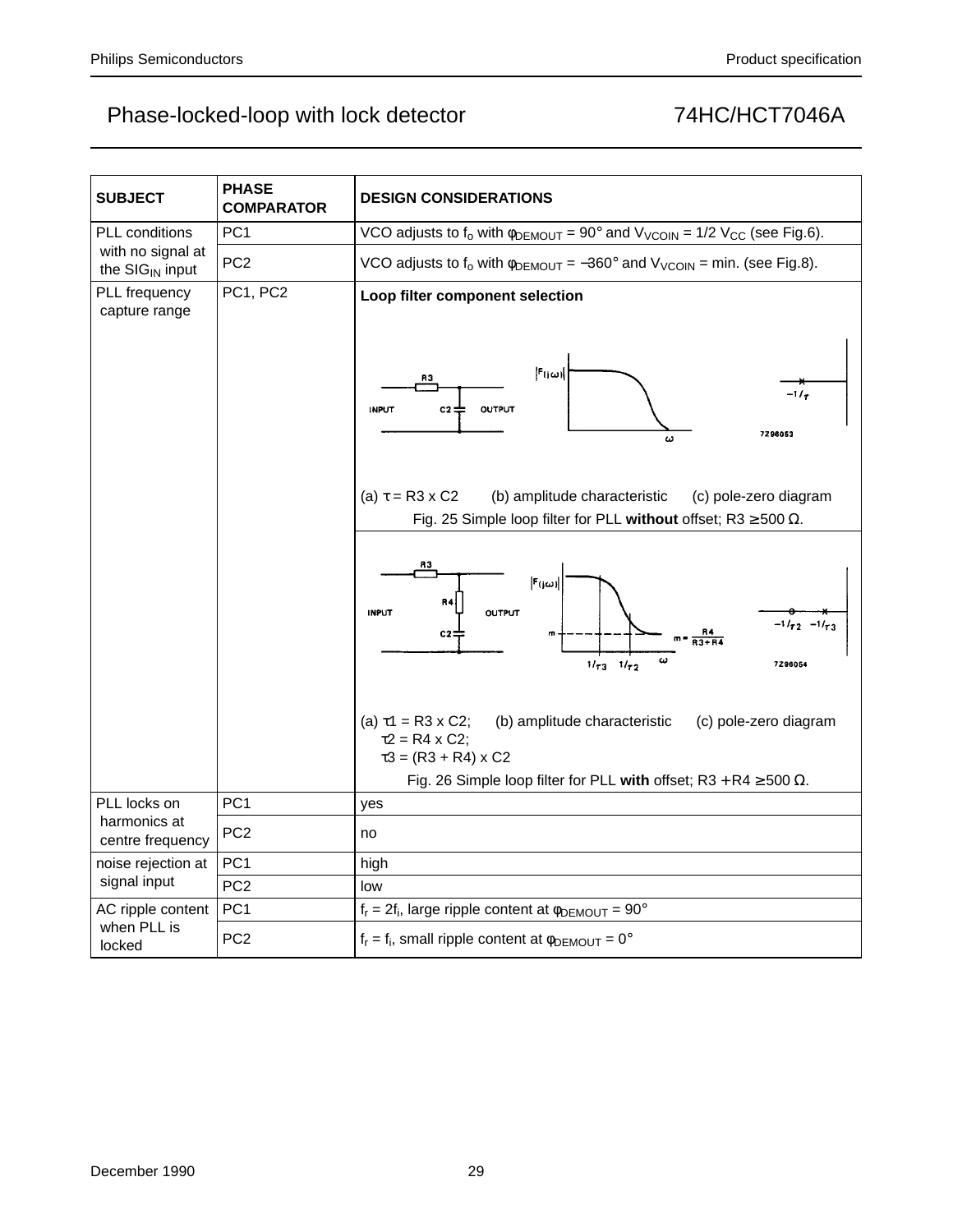# Phase-locked-loop with lock detector — 74HC/HCT7046A

| SUBJECT | PHASE COMPARATOR | DESIGN CONSIDERATIONS |
|---|---|---|
| PLL conditions with no signal at the $SIG_{IN}$ input | PC1 | VCO adjusts to $f_o$ with $\varphi_{DEMOUT}$ = 90° and $V_{VCOIN}$ = 1/2 $V_{CC}$ (see Fig.6). |
| | PC2 | VCO adjusts to $f_o$ with $\varphi_{DEMOUT}$ = −360° and $V_{VCOIN}$ = min. (see Fig.8). |
| PLL frequency capture range | PC1, PC2 | **Loop filter component selection**<br><br>(a) τ = R3 x C2 (b) amplitude characteristic (c) pole-zero diagram<br>Fig. 25 Simple loop filter for PLL **without** offset; R3 ≥ 500 Ω.<br><br>(a) τ1 = R3 x C2; τ2 = R4 x C2; τ3 = (R3 + R4) x C2 (b) amplitude characteristic (c) pole-zero diagram<br>Fig. 26 Simple loop filter for PLL **with** offset; R3 + R4 ≥ 500 Ω. |
| PLL locks on harmonics at centre frequency | PC1 | yes |
| | PC2 | no |
| noise rejection at signal input | PC1 | high |
| | PC2 | low |
| AC ripple content when PLL is locked | PC1 | $f_r = 2f_i$, large ripple content at $\varphi_{DEMOUT}$ = 90° |
| | PC2 | $f_r = f_i$, small ripple content at $\varphi_{DEMOUT}$ = 0° |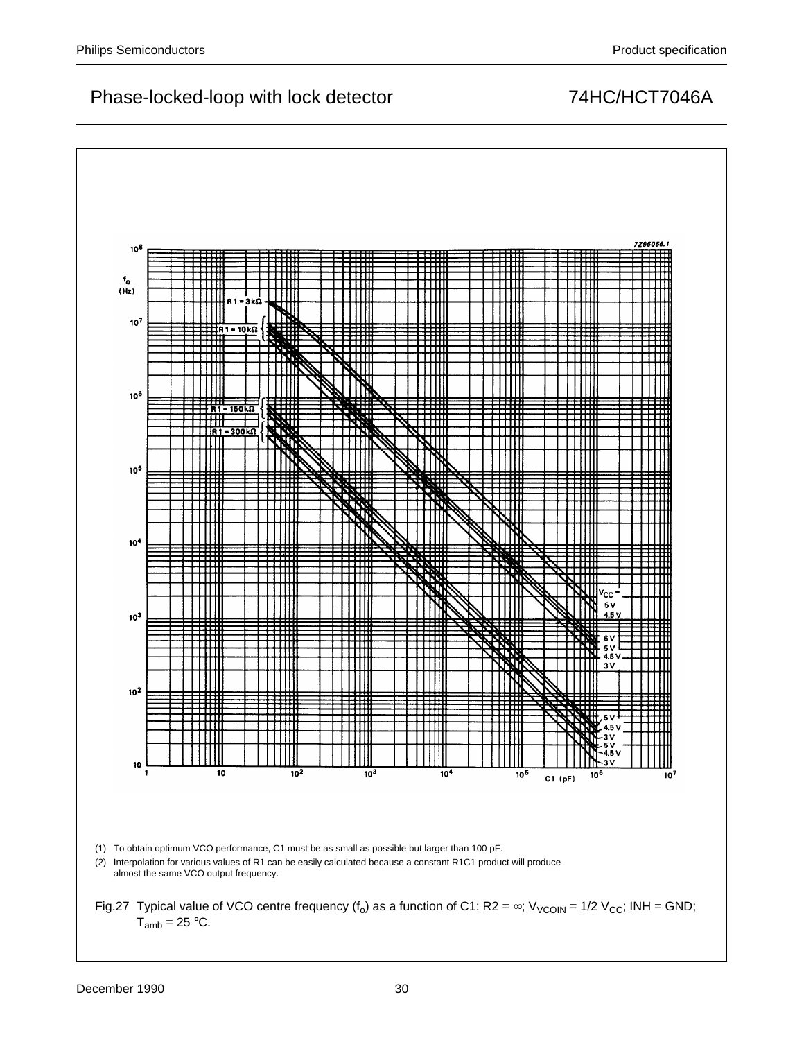(1) To obtain optimum VCO performance, C1 must be as small as possible but larger than 100 pF.

(2) Interpolation for various values of R1 can be easily calculated because a constant R1C1 product will produce almost the same VCO output frequency.

Fig.27 Typical value of VCO centre frequency ($f_o$) as a function of C1: R2 = ∞; $V_{VCOIN}$ = 1/2 $V_{CC}$; INH = GND; $T_{amb}$ = 25 °C.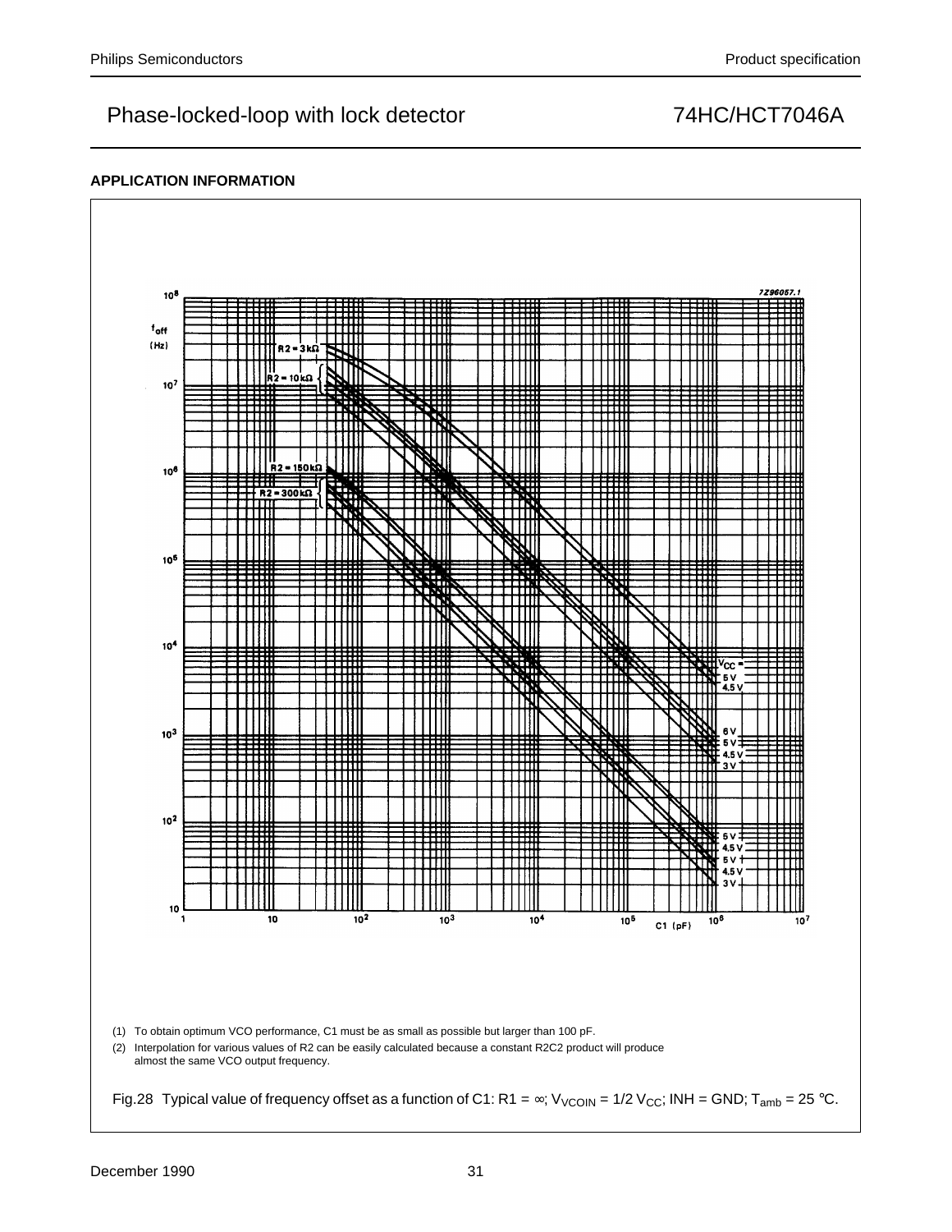## APPLICATION INFORMATION

(1) To obtain optimum VCO performance, C1 must be as small as possible but larger than 100 pF.

(2) Interpolation for various values of R2 can be easily calculated because a constant R2C2 product will produce almost the same VCO output frequency.

Fig.28 Typical value of frequency offset as a function of C1: R1 = ∞; $V_{VCOIN}$ = 1/2 $V_{CC}$; INH = GND; $T_{amb}$ = 25 °C.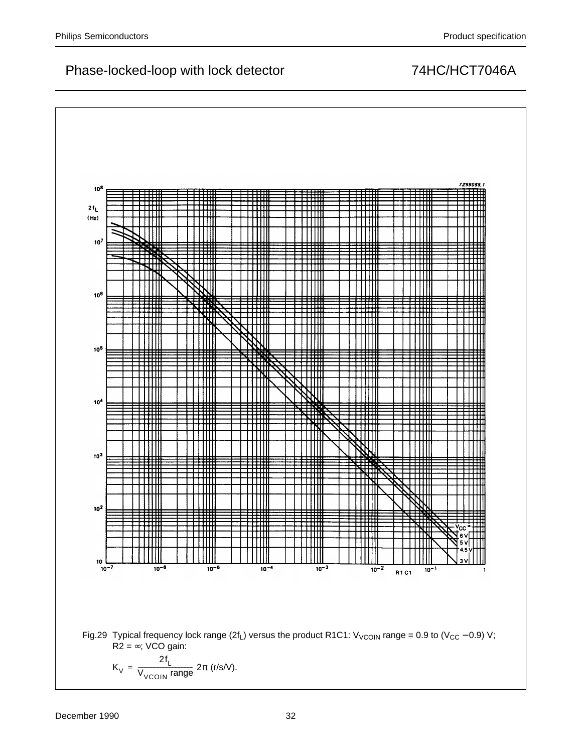Fig.29 Typical frequency lock range ($2f_L$) versus the product R1C1: $V_{VCOIN}$ range = 0.9 to ($V_{CC}$ −0.9) V; R2 = ∞; VCO gain:

$$K_V = \frac{2f_L}{V_{VCOIN}\ \text{range}} 2\pi \text{ (r/s/V).}$$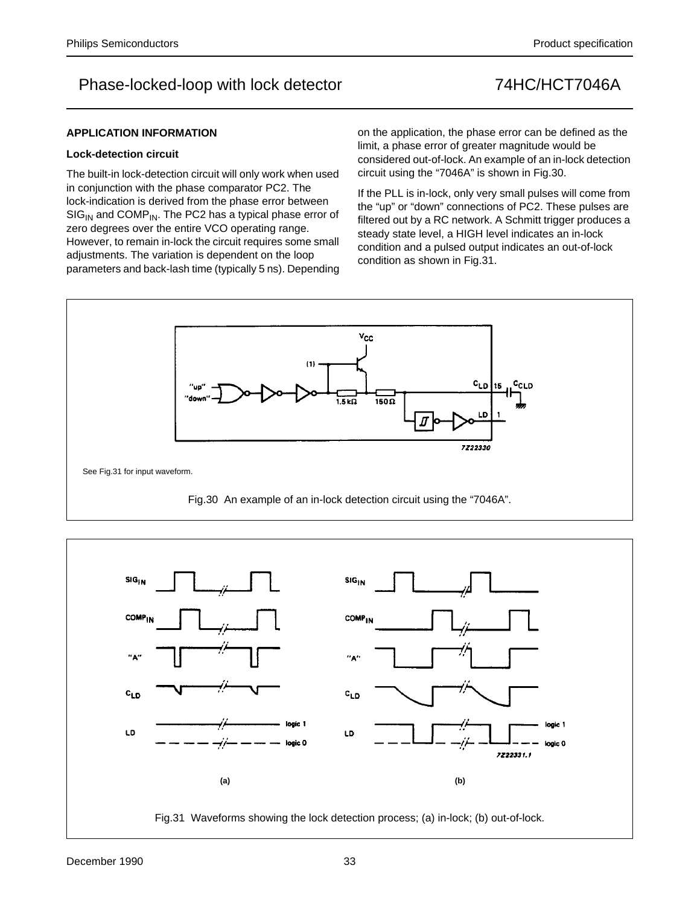## APPLICATION INFORMATION

### Lock-detection circuit

The built-in lock-detection circuit will only work when used in conjunction with the phase comparator PC2. The lock-indication is derived from the phase error between $SIG_{IN}$ and $COMP_{IN}$. The PC2 has a typical phase error of zero degrees over the entire VCO operating range. However, to remain in-lock the circuit requires some small adjustments. The variation is dependent on the loop parameters and back-lash time (typically 5 ns). Depending on the application, the phase error can be defined as the limit, a phase error of greater magnitude would be considered out-of-lock. An example of an in-lock detection circuit using the "7046A" is shown in Fig.30.

If the PLL is in-lock, only very small pulses will come from the "up" or "down" connections of PC2. These pulses are filtered out by a RC network. A Schmitt trigger produces a steady state level, a HIGH level indicates an in-lock condition and a pulsed output indicates an out-of-lock condition as shown in Fig.31.

See Fig.31 for input waveform.

Fig.30 An example of an in-lock detection circuit using the "7046A".

Fig.31 Waveforms showing the lock detection process; (a) in-lock; (b) out-of-lock.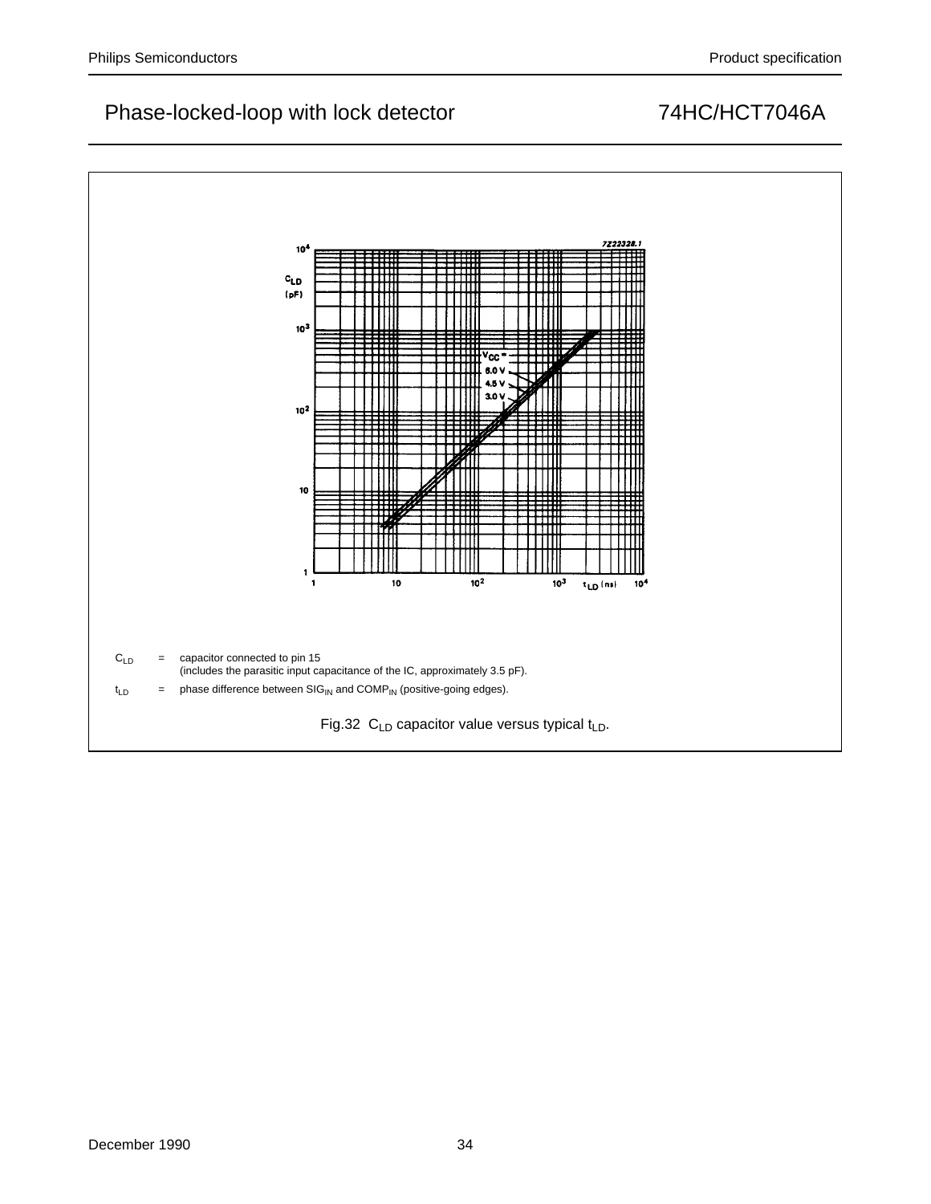$C_{LD}$ = capacitor connected to pin 15
(includes the parasitic input capacitance of the IC, approximately 3.5 pF).

$t_{LD}$ = phase difference between $SIG_{IN}$ and $COMP_{IN}$ (positive-going edges).

Fig.32 $C_{LD}$ capacitor value versus typical $t_{LD}$.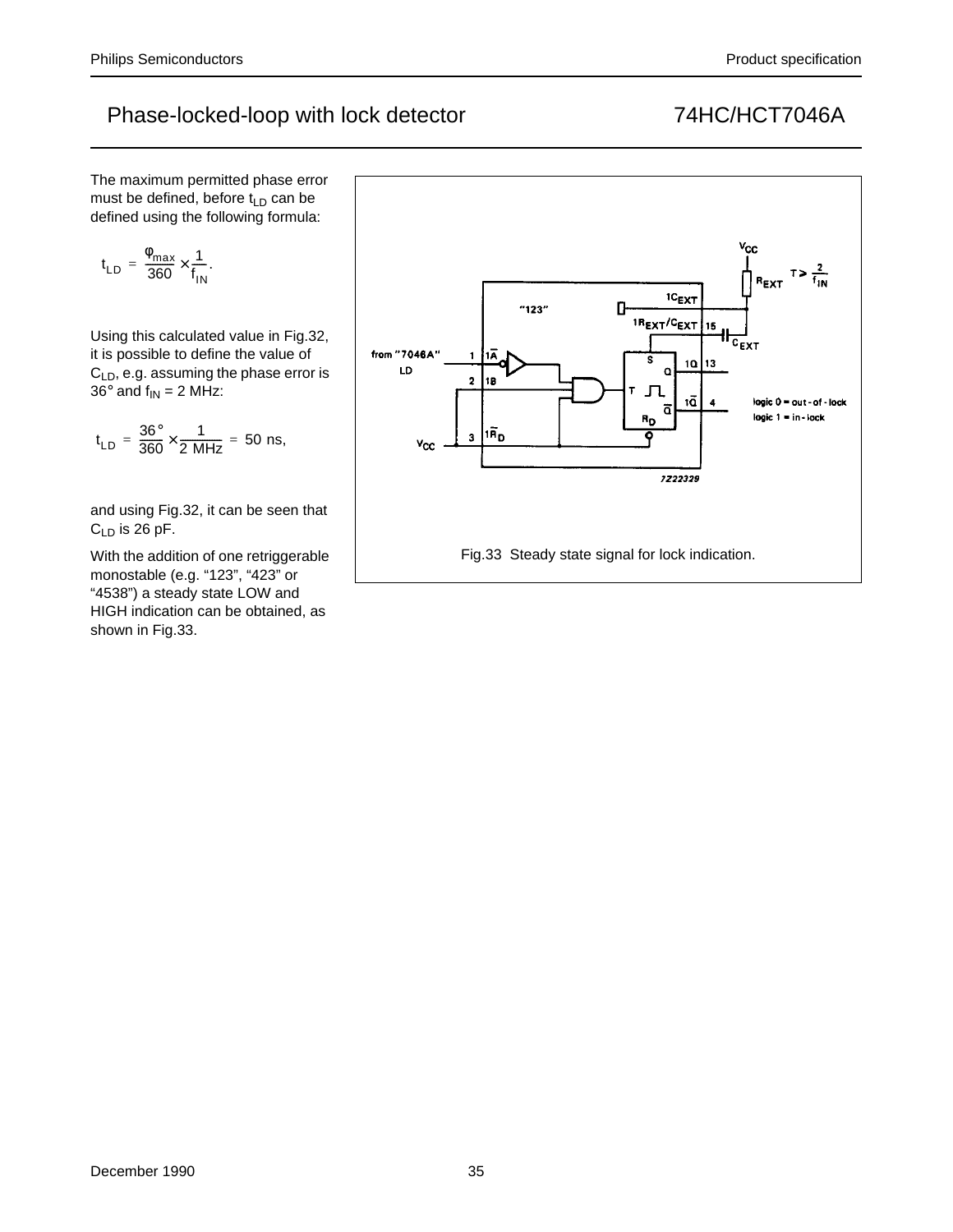The maximum permitted phase error must be defined, before $t_{LD}$ can be defined using the following formula:

$$t_{LD} = \frac{\varphi_{max}}{360} \times \frac{1}{f_{IN}}.$$

Using this calculated value in Fig.32, it is possible to define the value of $C_{LD}$, e.g. assuming the phase error is 36° and $f_{IN}$ = 2 MHz:

$$t_{LD} = \frac{36°}{360} \times \frac{1}{2\text{ MHz}} = 50\text{ ns},$$

and using Fig.32, it can be seen that $C_{LD}$ is 26 pF.

With the addition of one retriggerable monostable (e.g. “123”, “423” or “4538”) a steady state LOW and HIGH indication can be obtained, as shown in Fig.33.

Fig.33 Steady state signal for lock indication.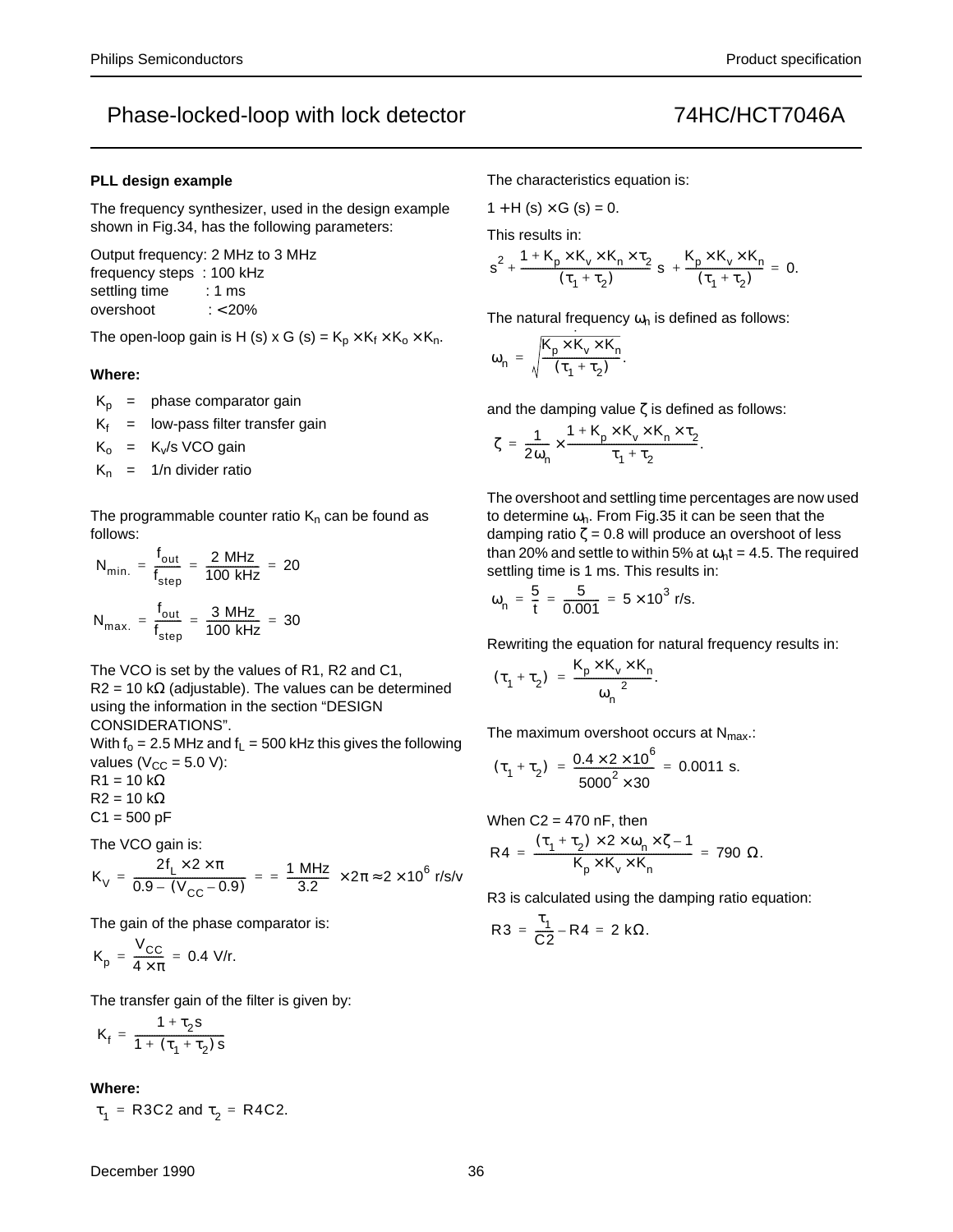### PLL design example

The frequency synthesizer, used in the design example shown in Fig.34, has the following parameters:

Output frequency: 2 MHz to 3 MHz
frequency steps : 100 kHz
settling time : 1 ms
overshoot : < 20%

The open-loop gain is H (s) x G (s) = $K_p \times K_f \times K_o \times K_n$.

**Where:**

- $K_p$ = phase comparator gain
- $K_f$ = low-pass filter transfer gain
- $K_o$ = $K_v$/s VCO gain
- $K_n$ = 1/n divider ratio

The programmable counter ratio $K_n$ can be found as follows:

$$N_{min.} = \frac{f_{out}}{f_{step}} = \frac{2\ \text{MHz}}{100\ \text{kHz}} = 20$$

$$N_{max.} = \frac{f_{out}}{f_{step}} = \frac{3\ \text{MHz}}{100\ \text{kHz}} = 30$$

The VCO is set by the values of R1, R2 and C1, R2 = 10 kΩ (adjustable). The values can be determined using the information in the section “DESIGN CONSIDERATIONS”.
With $f_o$ = 2.5 MHz and $f_L$ = 500 kHz this gives the following values ($V_{CC}$ = 5.0 V):
R1 = 10 kΩ
R2 = 10 kΩ
C1 = 500 pF

The VCO gain is:

$$K_V = \frac{2f_L \times 2 \times \pi}{0.9 - (V_{CC} - 0.9)} = = \frac{1\ \text{MHz}}{3.2} \times 2\pi \approx 2 \times 10^6\ \text{r/s/v}$$

The gain of the phase comparator is:

$$K_p = \frac{V_{CC}}{4 \times \pi} = 0.4\ \text{V/r.}$$

The transfer gain of the filter is given by:

$$K_f = \frac{1 + \tau_2 s}{1 + (\tau_1 + \tau_2) s}$$

**Where:**

$\tau_1 = R3C2$ and $\tau_2 = R4C2$.

The characteristics equation is:

1 + H (s) × G (s) = 0.

This results in:

$$s^2 + \frac{1 + K_p \times K_v \times K_n \times \tau_2}{(\tau_1 + \tau_2)} s + \frac{K_p \times K_v \times K_n}{(\tau_1 + \tau_2)} = 0.$$

The natural frequency $\omega_n$ is defined as follows:

$$\omega_n = \sqrt{\frac{K_p \times K_v \times K_n}{(\tau_1 + \tau_2)}}.$$

and the damping value ζ is defined as follows:

$$\zeta = \frac{1}{2\omega_n} \times \frac{1 + K_p \times K_v \times K_n \times \tau_2}{\tau_1 + \tau_2}.$$

The overshoot and settling time percentages are now used to determine $\omega_n$. From Fig.35 it can be seen that the damping ratio ζ = 0.8 will produce an overshoot of less than 20% and settle to within 5% at $\omega_n t$ = 4.5. The required settling time is 1 ms. This results in:

$$\omega_n = \frac{5}{t} = \frac{5}{0.001} = 5 \times 10^3\ \text{r/s.}$$

Rewriting the equation for natural frequency results in:

$$(\tau_1 + \tau_2) = \frac{K_p \times K_v \times K_n}{\omega_n^{\ 2}}.$$

The maximum overshoot occurs at $N_{max.}$:

$$(\tau_1 + \tau_2) = \frac{0.4 \times 2 \times 10^6}{5000^2 \times 30} = 0.0011\ \text{s.}$$

When C2 = 470 nF, then

$$R4 = \frac{(\tau_1 + \tau_2) \times 2 \times \omega_n \times \zeta - 1}{K_p \times K_v \times K_n} = 790\ \Omega.$$

R3 is calculated using the damping ratio equation:

$$R3 = \frac{\tau_1}{C2} - R4 = 2\ \text{k}\Omega.$$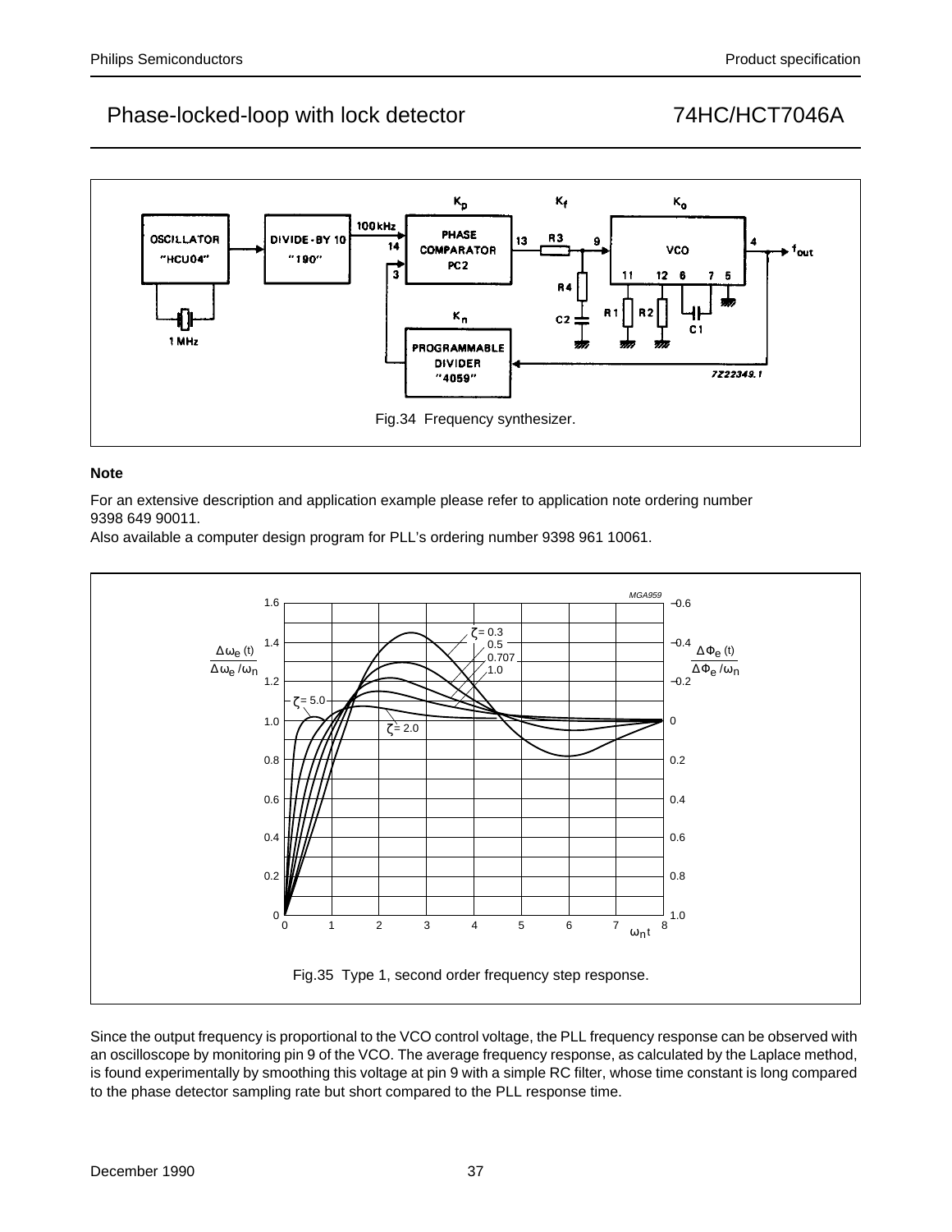Fig.34 Frequency synthesizer.

**Note**

For an extensive description and application example please refer to application note ordering number 9398 649 90011.

Also available a computer design program for PLL's ordering number 9398 961 10061.

Fig.35 Type 1, second order frequency step response.

Since the output frequency is proportional to the VCO control voltage, the PLL frequency response can be observed with an oscilloscope by monitoring pin 9 of the VCO. The average frequency response, as calculated by the Laplace method, is found experimentally by smoothing this voltage at pin 9 with a simple RC filter, whose time constant is long compared to the phase detector sampling rate but short compared to the PLL response time.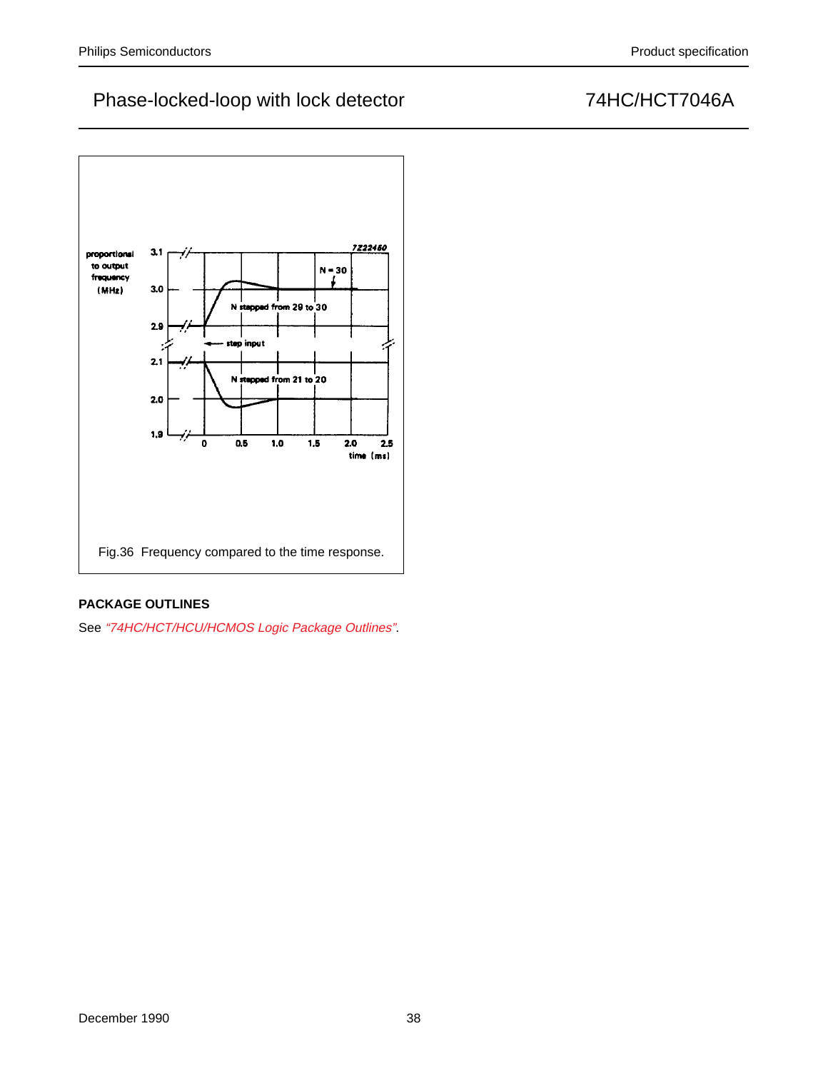proportional to output frequency (MHz)

3.1

3.0

2.9

2.1

2.0

1.9

7Z22460

N = 30

N stepped from 29 to 30

step input

N stepped from 21 to 20

0

0.5

1.0

1.5

2.0

2.5

time (ms)

Fig.36 Frequency compared to the time response.

## PACKAGE OUTLINES

See *"74HC/HCT/HCU/HCMOS Logic Package Outlines"*.